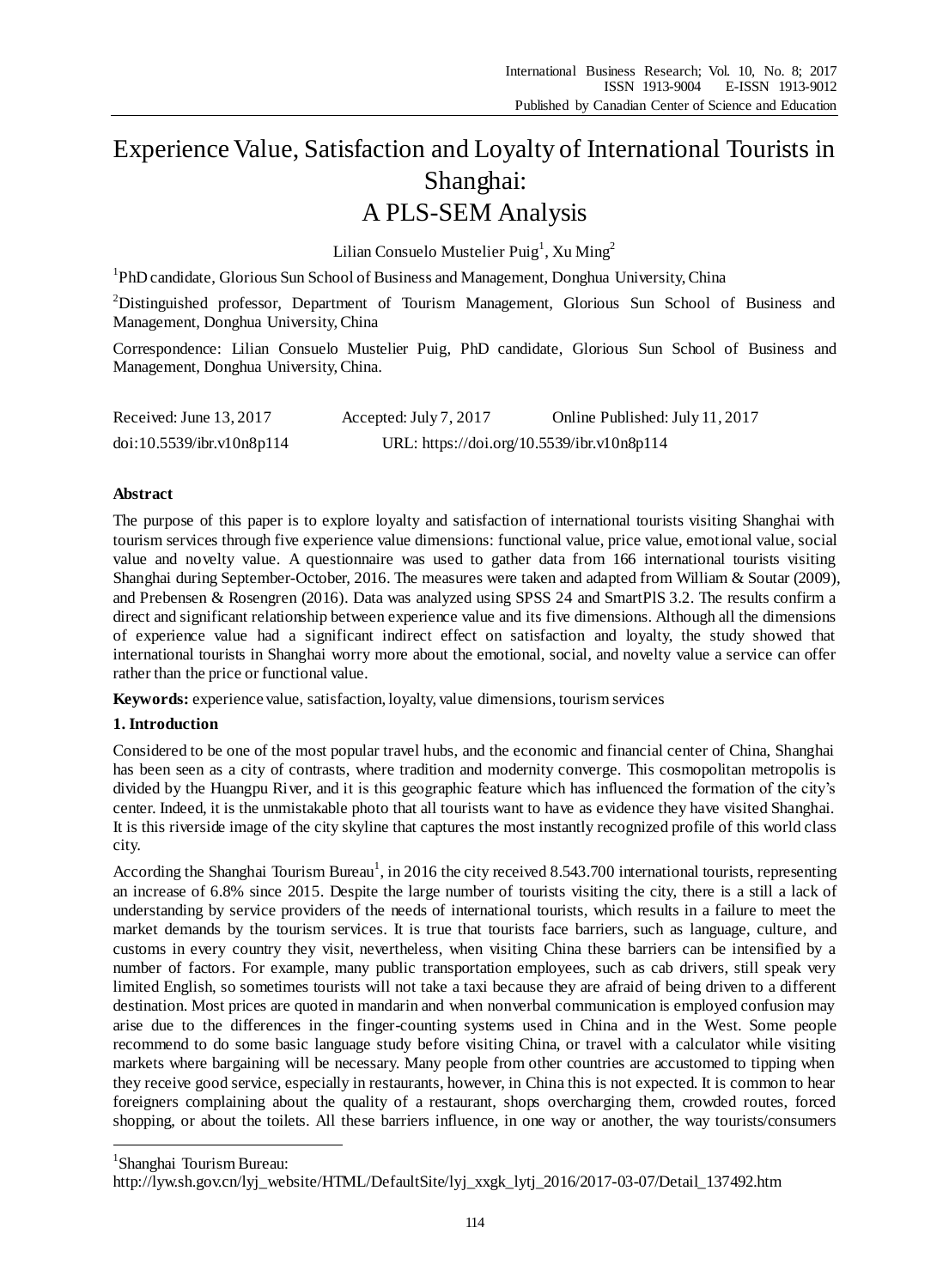# Experience Value, Satisfaction and Loyalty of International Tourists in Shanghai: A PLS-SEM Analysis

Lilian Consuelo Mustelier Puig[1], Xu Ming[2]

[1]PhD candidate, Glorious Sun School of Business and Management, Donghua University, China

[2]Distinguished professor, Department of Tourism Management, Glorious Sun School of Business and Management, Donghua University, China

Correspondence: Lilian Consuelo Mustelier Puig, PhD candidate, Glorious Sun School of Business and Management, Donghua University, China.

Received: June 13, 2017 Accepted: July 7, 2017 Online Published: July 11, 2017

doi:10.5539/ibr.v10n8p114 URL: https://doi.org/10.5539/ibr.v10n8p114

**Abstract**

The purpose of this paper is to explore loyalty and satisfaction of international tourists visiting Shanghai with tourism services through five experience value dimensions: functional value, price value, emotional value, social value and novelty value. A questionnaire was used to gather data from 166 international tourists visiting Shanghai during September-October, 2016. The measures were taken and adapted from William & Soutar (2009), and Prebensen & Rosengren (2016). Data was analyzed using SPSS 24 and SmartPlS 3.2. The results confirm a direct and significant relationship between experience value and its five dimensions. Although all the dimensions of experience value had a significant indirect effect on satisfaction and loyalty, the study showed that international tourists in Shanghai worry more about the emotional, social, and novelty value a service can offer rather than the price or functional value.

**Keywords:** experience value, satisfaction, loyalty, value dimensions, tourism services

## 1. Introduction

Considered to be one of the most popular travel hubs, and the economic and financial center of China, Shanghai has been seen as a city of contrasts, where tradition and modernity converge. This cosmopolitan metropolis is divided by the Huangpu River, and it is this geographic feature which has influenced the formation of the city's center. Indeed, it is the unmistakable photo that all tourists want to have as evidence they have visited Shanghai. It is this riverside image of the city skyline that captures the most instantly recognized profile of this world class city.

According the Shanghai Tourism Bureau[1], in 2016 the city received 8.543.700 international tourists, representing an increase of 6.8% since 2015. Despite the large number of tourists visiting the city, there is a still a lack of understanding by service providers of the needs of international tourists, which results in a failure to meet the market demands by the tourism services. It is true that tourists face barriers, such as language, culture, and customs in every country they visit, nevertheless, when visiting China these barriers can be intensified by a number of factors. For example, many public transportation employees, such as cab drivers, still speak very limited English, so sometimes tourists will not take a taxi because they are afraid of being driven to a different destination. Most prices are quoted in mandarin and when nonverbal communication is employed confusion may arise due to the differences in the finger-counting systems used in China and in the West. Some people recommend to do some basic language study before visiting China, or travel with a calculator while visiting markets where bargaining will be necessary. Many people from other countries are accustomed to tipping when they receive good service, especially in restaurants, however, in China this is not expected. It is common to hear foreigners complaining about the quality of a restaurant, shops overcharging them, crowded routes, forced shopping, or about the toilets. All these barriers influence, in one way or another, the way tourists/consumers

[1]Shanghai Tourism Bureau: http://lyw.sh.gov.cn/lyj_website/HTML/DefaultSite/lyj_xxgk_lytj_2016/2017-03-07/Detail_137492.htm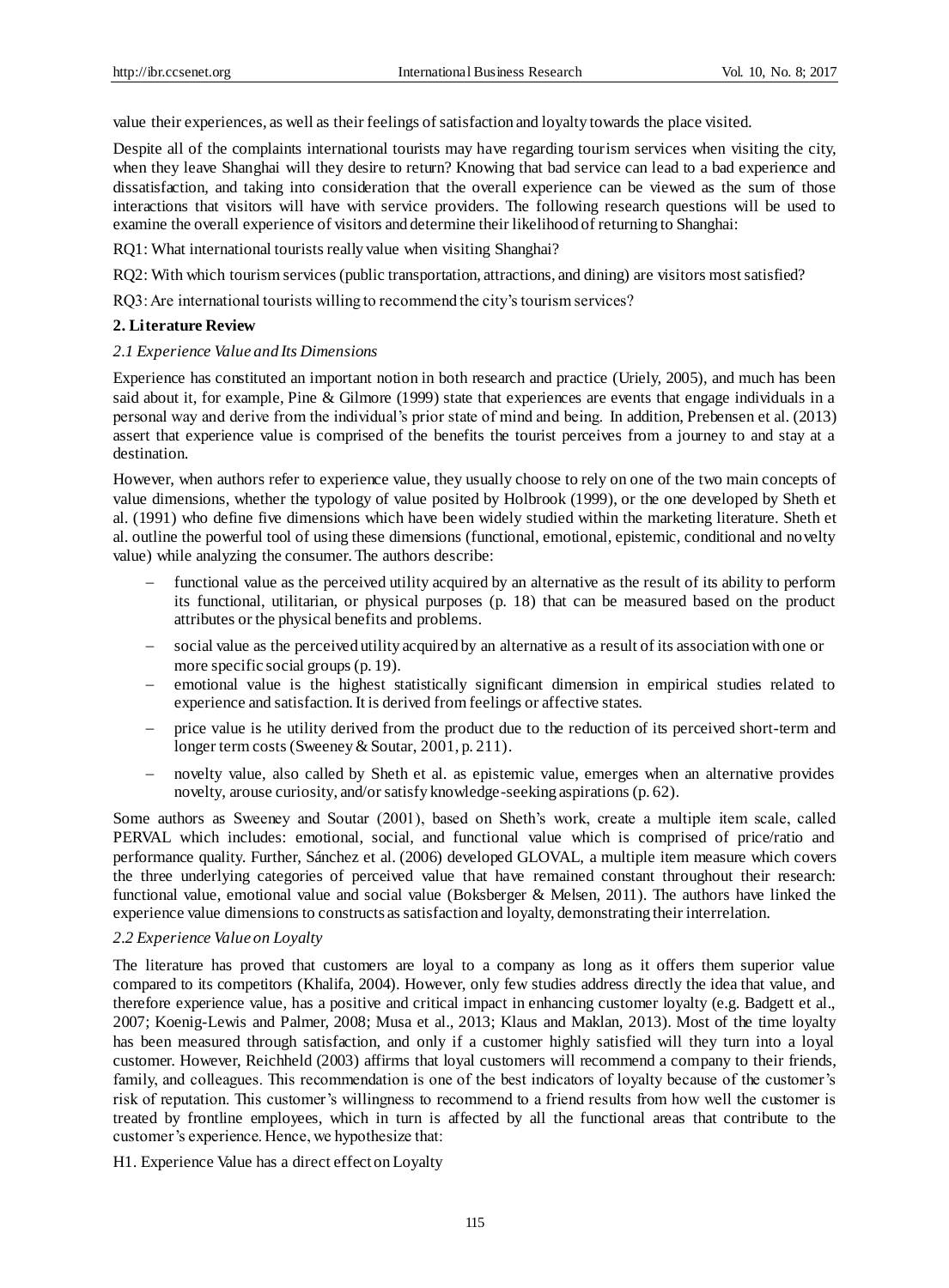value their experiences, as well as their feelings of satisfaction and loyalty towards the place visited.

Despite all of the complaints international tourists may have regarding tourism services when visiting the city, when they leave Shanghai will they desire to return? Knowing that bad service can lead to a bad experience and dissatisfaction, and taking into consideration that the overall experience can be viewed as the sum of those interactions that visitors will have with service providers. The following research questions will be used to examine the overall experience of visitors and determine their likelihood of returning to Shanghai:

RQ1: What international tourists really value when visiting Shanghai?

RQ2: With which tourism services (public transportation, attractions, and dining) are visitors most satisfied?

RQ3: Are international tourists willing to recommend the city's tourism services?

## 2. Literature Review

### *2.1 Experience Value and Its Dimensions*

Experience has constituted an important notion in both research and practice (Uriely, 2005), and much has been said about it, for example, Pine & Gilmore (1999) state that experiences are events that engage individuals in a personal way and derive from the individual's prior state of mind and being. In addition, Prebensen et al. (2013) assert that experience value is comprised of the benefits the tourist perceives from a journey to and stay at a destination.

However, when authors refer to experience value, they usually choose to rely on one of the two main concepts of value dimensions, whether the typology of value posited by Holbrook (1999), or the one developed by Sheth et al. (1991) who define five dimensions which have been widely studied within the marketing literature. Sheth et al. outline the powerful tool of using these dimensions (functional, emotional, epistemic, conditional and novelty value) while analyzing the consumer. The authors describe:

- functional value as the perceived utility acquired by an alternative as the result of its ability to perform its functional, utilitarian, or physical purposes (p. 18) that can be measured based on the product attributes or the physical benefits and problems.
- social value as the perceived utility acquired by an alternative as a result of its association with one or more specific social groups (p. 19).
- emotional value is the highest statistically significant dimension in empirical studies related to experience and satisfaction. It is derived from feelings or affective states.
- price value is he utility derived from the product due to the reduction of its perceived short-term and longer term costs (Sweeney & Soutar, 2001, p. 211).
- novelty value, also called by Sheth et al. as epistemic value, emerges when an alternative provides novelty, arouse curiosity, and/or satisfy knowledge-seeking aspirations (p. 62).

Some authors as Sweeney and Soutar (2001), based on Sheth's work, create a multiple item scale, called PERVAL which includes: emotional, social, and functional value which is comprised of price/ratio and performance quality. Further, Sánchez et al. (2006) developed GLOVAL, a multiple item measure which covers the three underlying categories of perceived value that have remained constant throughout their research: functional value, emotional value and social value (Boksberger & Melsen, 2011). The authors have linked the experience value dimensions to constructs as satisfaction and loyalty, demonstrating their interrelation.

### *2.2 Experience Value on Loyalty*

The literature has proved that customers are loyal to a company as long as it offers them superior value compared to its competitors (Khalifa, 2004). However, only few studies address directly the idea that value, and therefore experience value, has a positive and critical impact in enhancing customer loyalty (e.g. Badgett et al., 2007; Koenig-Lewis and Palmer, 2008; Musa et al., 2013; Klaus and Maklan, 2013). Most of the time loyalty has been measured through satisfaction, and only if a customer highly satisfied will they turn into a loyal customer. However, Reichheld (2003) affirms that loyal customers will recommend a company to their friends, family, and colleagues. This recommendation is one of the best indicators of loyalty because of the customer's risk of reputation. This customer's willingness to recommend to a friend results from how well the customer is treated by frontline employees, which in turn is affected by all the functional areas that contribute to the customer's experience. Hence, we hypothesize that:

H1. Experience Value has a direct effect on Loyalty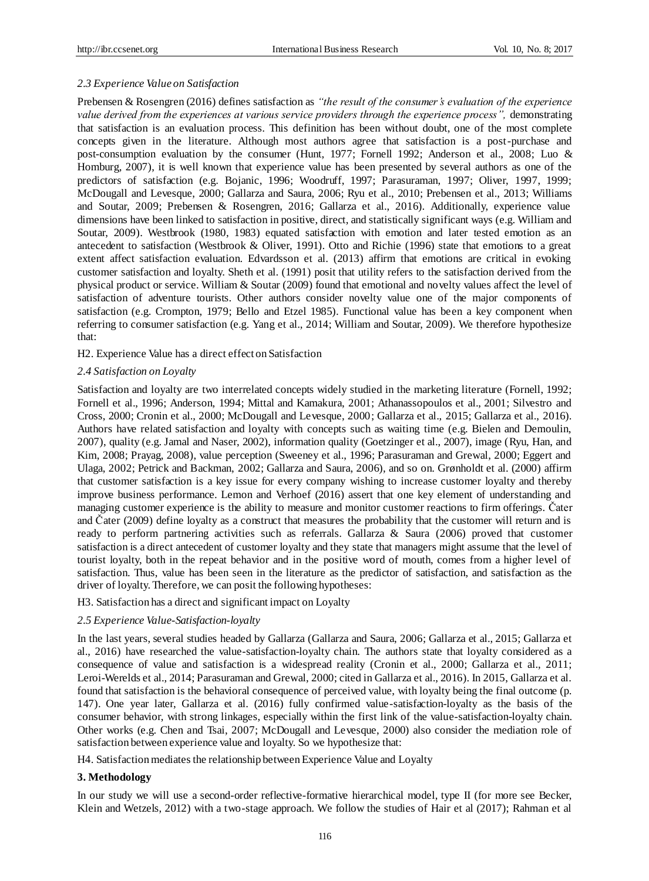### *2.3 Experience Value on Satisfaction*

Prebensen & Rosengren (2016) defines satisfaction as *"the result of the consumer's evaluation of the experience value derived from the experiences at various service providers through the experience process",* demonstrating that satisfaction is an evaluation process. This definition has been without doubt, one of the most complete concepts given in the literature. Although most authors agree that satisfaction is a post-purchase and post-consumption evaluation by the consumer (Hunt, 1977; Fornell 1992; Anderson et al., 2008; Luo & Homburg, 2007), it is well known that experience value has been presented by several authors as one of the predictors of satisfaction (e.g. Bojanic, 1996; Woodruff, 1997; Parasuraman, 1997; Oliver, 1997, 1999; McDougall and Levesque, 2000; Gallarza and Saura, 2006; Ryu et al., 2010; Prebensen et al., 2013; Williams and Soutar, 2009; Prebensen & Rosengren, 2016; Gallarza et al., 2016). Additionally, experience value dimensions have been linked to satisfaction in positive, direct, and statistically significant ways (e.g. William and Soutar, 2009). Westbrook (1980, 1983) equated satisfaction with emotion and later tested emotion as an antecedent to satisfaction (Westbrook & Oliver, 1991). Otto and Richie (1996) state that emotions to a great extent affect satisfaction evaluation. Edvardsson et al. (2013) affirm that emotions are critical in evoking customer satisfaction and loyalty. Sheth et al. (1991) posit that utility refers to the satisfaction derived from the physical product or service. William & Soutar (2009) found that emotional and novelty values affect the level of satisfaction of adventure tourists. Other authors consider novelty value one of the major components of satisfaction (e.g. Crompton, 1979; Bello and Etzel 1985). Functional value has been a key component when referring to consumer satisfaction (e.g. Yang et al., 2014; William and Soutar, 2009). We therefore hypothesize that:

H2. Experience Value has a direct effect on Satisfaction

### *2.4 Satisfaction on Loyalty*

Satisfaction and loyalty are two interrelated concepts widely studied in the marketing literature (Fornell, 1992; Fornell et al., 1996; Anderson, 1994; Mittal and Kamakura, 2001; Athanassopoulos et al., 2001; Silvestro and Cross, 2000; Cronin et al., 2000; McDougall and Levesque, 2000; Gallarza et al., 2015; Gallarza et al., 2016). Authors have related satisfaction and loyalty with concepts such as waiting time (e.g. Bielen and Demoulin, 2007), quality (e.g. Jamal and Naser, 2002), information quality (Goetzinger et al., 2007), image (Ryu, Han, and Kim, 2008; Prayag, 2008), value perception (Sweeney et al., 1996; Parasuraman and Grewal, 2000; Eggert and Ulaga, 2002; Petrick and Backman, 2002; Gallarza and Saura, 2006), and so on. Grønholdt et al. (2000) affirm that customer satisfaction is a key issue for every company wishing to increase customer loyalty and thereby improve business performance. Lemon and Verhoef (2016) assert that one key element of understanding and managing customer experience is the ability to measure and monitor customer reactions to firm offerings. Čater and Čater (2009) define loyalty as a construct that measures the probability that the customer will return and is ready to perform partnering activities such as referrals. Gallarza & Saura (2006) proved that customer satisfaction is a direct antecedent of customer loyalty and they state that managers might assume that the level of tourist loyalty, both in the repeat behavior and in the positive word of mouth, comes from a higher level of satisfaction. Thus, value has been seen in the literature as the predictor of satisfaction, and satisfaction as the driver of loyalty. Therefore, we can posit the following hypotheses:

H3. Satisfaction has a direct and significant impact on Loyalty

### *2.5 Experience Value-Satisfaction-loyalty*

In the last years, several studies headed by Gallarza (Gallarza and Saura, 2006; Gallarza et al., 2015; Gallarza et al., 2016) have researched the value-satisfaction-loyalty chain. The authors state that loyalty considered as a consequence of value and satisfaction is a widespread reality (Cronin et al., 2000; Gallarza et al., 2011; Leroi-Werelds et al., 2014; Parasuraman and Grewal, 2000; cited in Gallarza et al., 2016). In 2015, Gallarza et al. found that satisfaction is the behavioral consequence of perceived value, with loyalty being the final outcome (p. 147). One year later, Gallarza et al. (2016) fully confirmed value-satisfaction-loyalty as the basis of the consumer behavior, with strong linkages, especially within the first link of the value-satisfaction-loyalty chain. Other works (e.g. Chen and Tsai, 2007; McDougall and Levesque, 2000) also consider the mediation role of satisfaction between experience value and loyalty. So we hypothesize that:

H4. Satisfaction mediates the relationship between Experience Value and Loyalty

## **3. Methodology**

In our study we will use a second-order reflective-formative hierarchical model, type II (for more see Becker, Klein and Wetzels, 2012) with a two-stage approach. We follow the studies of Hair et al (2017); Rahman et al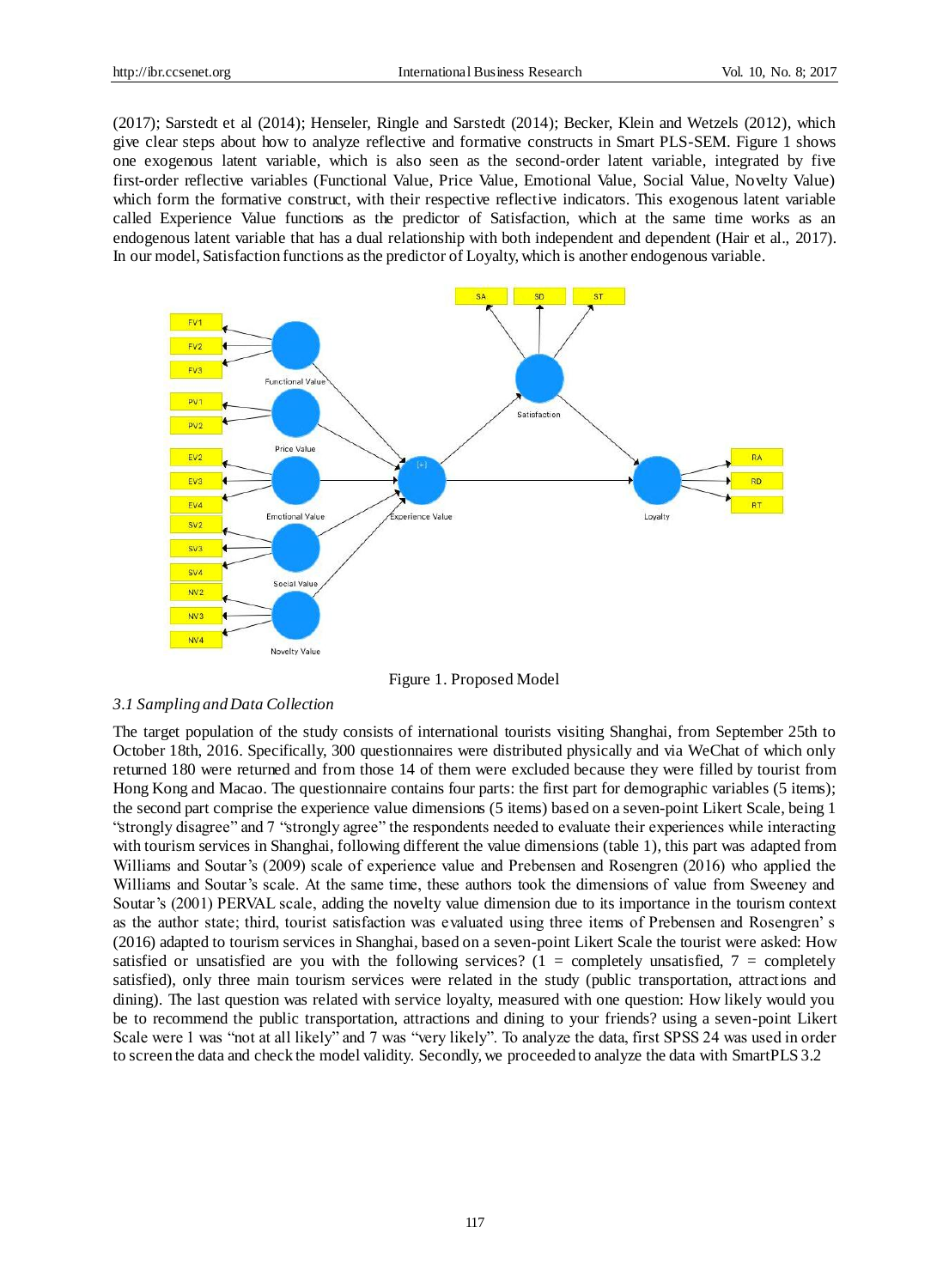(2017); Sarstedt et al (2014); Henseler, Ringle and Sarstedt (2014); Becker, Klein and Wetzels (2012), which give clear steps about how to analyze reflective and formative constructs in Smart PLS-SEM. Figure 1 shows one exogenous latent variable, which is also seen as the second-order latent variable, integrated by five first-order reflective variables (Functional Value, Price Value, Emotional Value, Social Value, Novelty Value) which form the formative construct, with their respective reflective indicators. This exogenous latent variable called Experience Value functions as the predictor of Satisfaction, which at the same time works as an endogenous latent variable that has a dual relationship with both independent and dependent (Hair et al., 2017). In our model, Satisfaction functions as the predictor of Loyalty, which is another endogenous variable.

Figure 1. Proposed Model

### 3.1 Sampling and Data Collection

The target population of the study consists of international tourists visiting Shanghai, from September 25th to October 18th, 2016. Specifically, 300 questionnaires were distributed physically and via WeChat of which only returned 180 were returned and from those 14 of them were excluded because they were filled by tourist from Hong Kong and Macao. The questionnaire contains four parts: the first part for demographic variables (5 items); the second part comprise the experience value dimensions (5 items) based on a seven-point Likert Scale, being 1 "strongly disagree" and 7 "strongly agree" the respondents needed to evaluate their experiences while interacting with tourism services in Shanghai, following different the value dimensions (table 1), this part was adapted from Williams and Soutar's (2009) scale of experience value and Prebensen and Rosengren (2016) who applied the Williams and Soutar's scale. At the same time, these authors took the dimensions of value from Sweeney and Soutar's (2001) PERVAL scale, adding the novelty value dimension due to its importance in the tourism context as the author state; third, tourist satisfaction was evaluated using three items of Prebensen and Rosengren' s (2016) adapted to tourism services in Shanghai, based on a seven-point Likert Scale the tourist were asked: How satisfied or unsatisfied are you with the following services? (1 = completely unsatisfied, 7 = completely satisfied), only three main tourism services were related in the study (public transportation, attractions and dining). The last question was related with service loyalty, measured with one question: How likely would you be to recommend the public transportation, attractions and dining to your friends? using a seven-point Likert Scale were 1 was "not at all likely" and 7 was "very likely". To analyze the data, first SPSS 24 was used in order to screen the data and check the model validity. Secondly, we proceeded to analyze the data with SmartPLS 3.2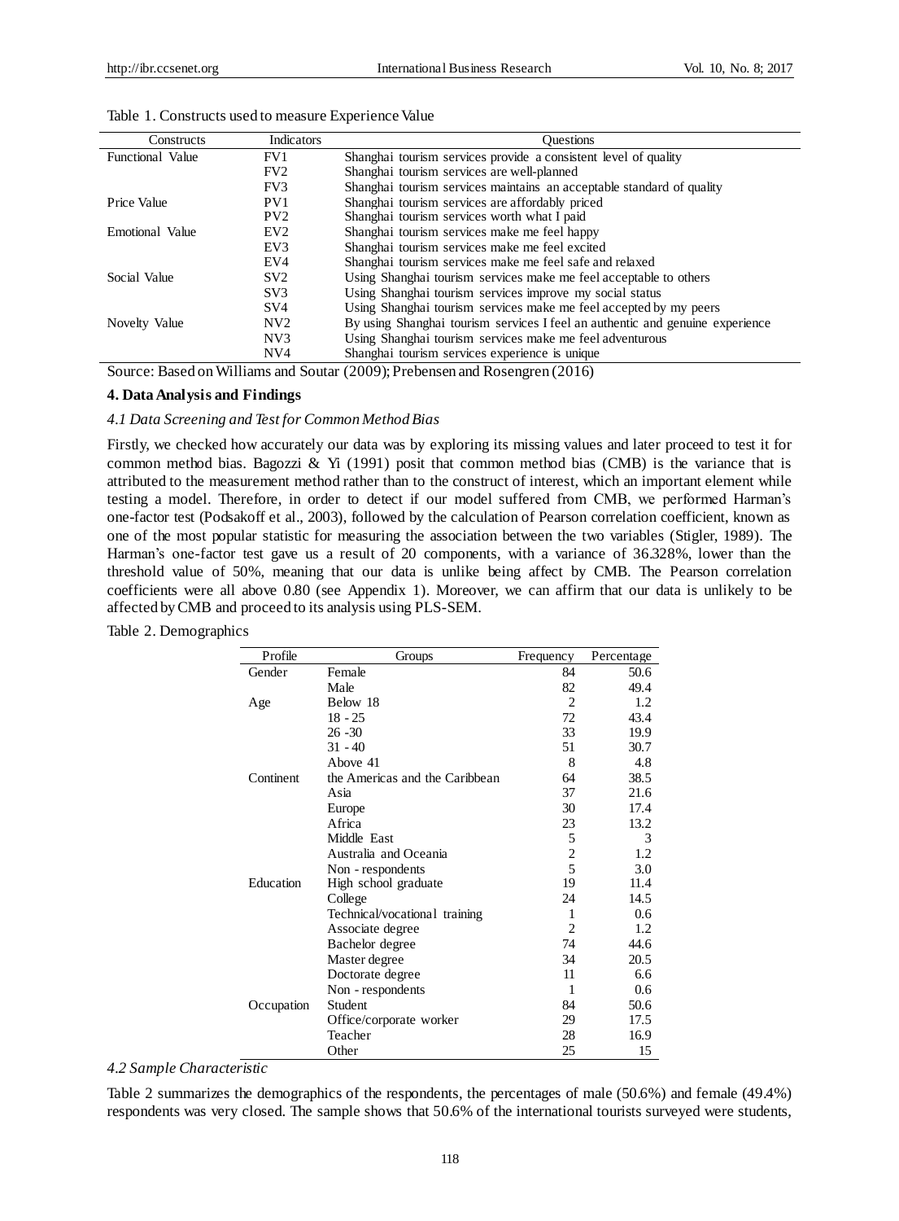Table 1. Constructs used to measure Experience Value

| Constructs | Indicators | Questions |
|---|---|---|
| Functional Value | FV1 | Shanghai tourism services provide a consistent level of quality |
| | FV2 | Shanghai tourism services are well-planned |
| | FV3 | Shanghai tourism services maintains an acceptable standard of quality |
| Price Value | PV1 | Shanghai tourism services are affordably priced |
| | PV2 | Shanghai tourism services worth what I paid |
| Emotional Value | EV2 | Shanghai tourism services make me feel happy |
| | EV3 | Shanghai tourism services make me feel excited |
| | EV4 | Shanghai tourism services make me feel safe and relaxed |
| Social Value | SV2 | Using Shanghai tourism services make me feel acceptable to others |
| | SV3 | Using Shanghai tourism services improve my social status |
| | SV4 | Using Shanghai tourism services make me feel accepted by my peers |
| Novelty Value | NV2 | By using Shanghai tourism services I feel an authentic and genuine experience |
| | NV3 | Using Shanghai tourism services make me feel adventurous |
| | NV4 | Shanghai tourism services experience is unique |

Source: Based on Williams and Soutar (2009); Prebensen and Rosengren (2016)

## 4. Data Analysis and Findings

### *4.1 Data Screening and Test for Common Method Bias*

Firstly, we checked how accurately our data was by exploring its missing values and later proceed to test it for common method bias. Bagozzi & Yi (1991) posit that common method bias (CMB) is the variance that is attributed to the measurement method rather than to the construct of interest, which an important element while testing a model. Therefore, in order to detect if our model suffered from CMB, we performed Harman's one-factor test (Podsakoff et al., 2003), followed by the calculation of Pearson correlation coefficient, known as one of the most popular statistic for measuring the association between the two variables (Stigler, 1989). The Harman's one-factor test gave us a result of 20 components, with a variance of 36.328%, lower than the threshold value of 50%, meaning that our data is unlike being affect by CMB. The Pearson correlation coefficients were all above 0.80 (see Appendix 1). Moreover, we can affirm that our data is unlikely to be affected by CMB and proceed to its analysis using PLS-SEM.

Table 2. Demographics

| Profile | Groups | Frequency | Percentage |
|---|---|---|---|
| Gender | Female | 84 | 50.6 |
| | Male | 82 | 49.4 |
| Age | Below 18 | 2 | 1.2 |
| | 18 - 25 | 72 | 43.4 |
| | 26 -30 | 33 | 19.9 |
| | 31 - 40 | 51 | 30.7 |
| | Above 41 | 8 | 4.8 |
| Continent | the Americas and the Caribbean | 64 | 38.5 |
| | Asia | 37 | 21.6 |
| | Europe | 30 | 17.4 |
| | Africa | 23 | 13.2 |
| | Middle East | 5 | 3 |
| | Australia and Oceania | 2 | 1.2 |
| | Non - respondents | 5 | 3.0 |
| Education | High school graduate | 19 | 11.4 |
| | College | 24 | 14.5 |
| | Technical/vocational training | 1 | 0.6 |
| | Associate degree | 2 | 1.2 |
| | Bachelor degree | 74 | 44.6 |
| | Master degree | 34 | 20.5 |
| | Doctorate degree | 11 | 6.6 |
| | Non - respondents | 1 | 0.6 |
| Occupation | Student | 84 | 50.6 |
| | Office/corporate worker | 29 | 17.5 |
| | Teacher | 28 | 16.9 |
| | Other | 25 | 15 |

### *4.2 Sample Characteristic*

Table 2 summarizes the demographics of the respondents, the percentages of male (50.6%) and female (49.4%) respondents was very closed. The sample shows that 50.6% of the international tourists surveyed were students,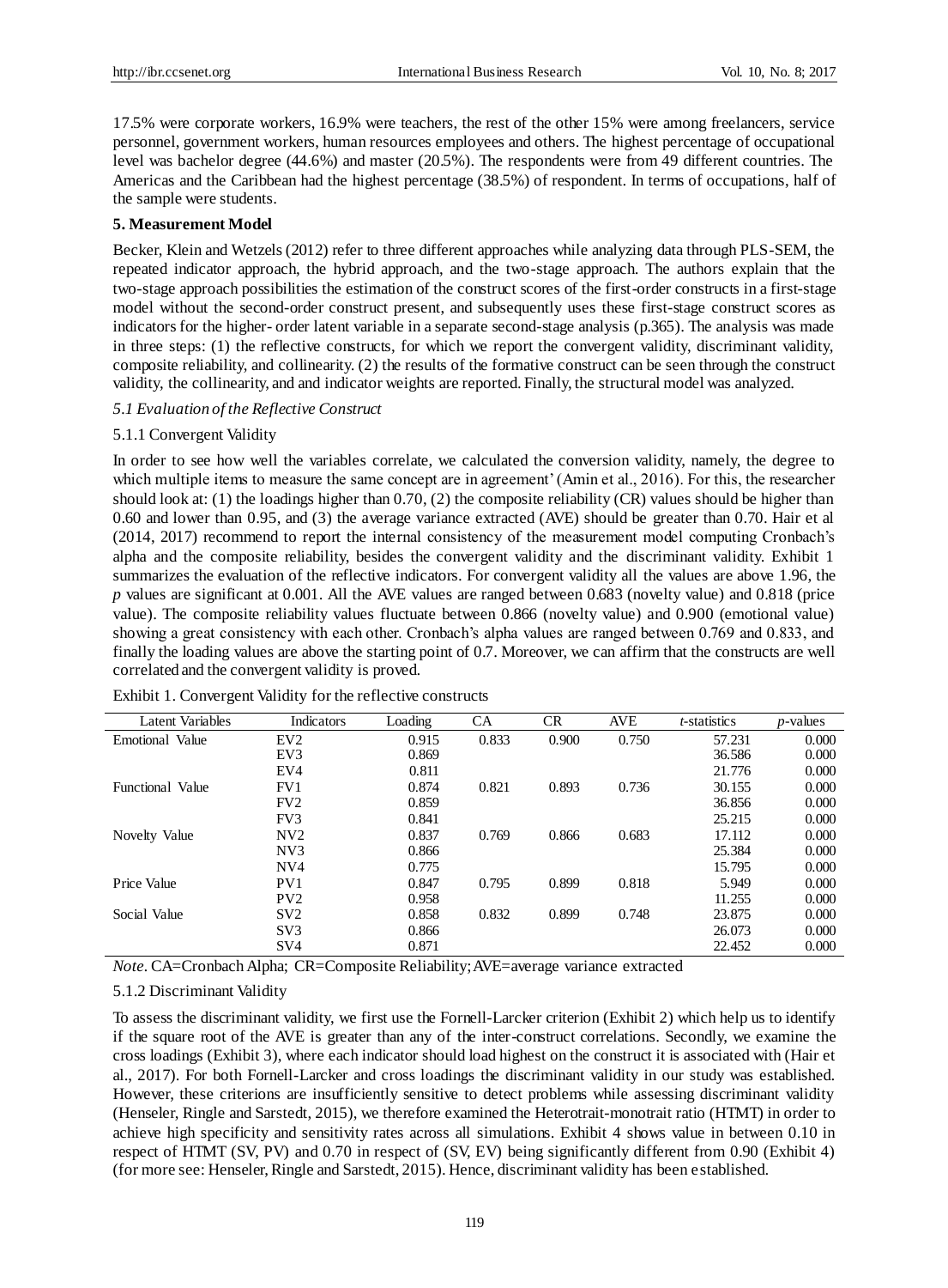17.5% were corporate workers, 16.9% were teachers, the rest of the other 15% were among freelancers, service personnel, government workers, human resources employees and others. The highest percentage of occupational level was bachelor degree (44.6%) and master (20.5%). The respondents were from 49 different countries. The Americas and the Caribbean had the highest percentage (38.5%) of respondent. In terms of occupations, half of the sample were students.

## 5. Measurement Model

Becker, Klein and Wetzels (2012) refer to three different approaches while analyzing data through PLS-SEM, the repeated indicator approach, the hybrid approach, and the two-stage approach. The authors explain that the two-stage approach possibilities the estimation of the construct scores of the first-order constructs in a first-stage model without the second-order construct present, and subsequently uses these first-stage construct scores as indicators for the higher- order latent variable in a separate second-stage analysis (p.365). The analysis was made in three steps: (1) the reflective constructs, for which we report the convergent validity, discriminant validity, composite reliability, and collinearity. (2) the results of the formative construct can be seen through the construct validity, the collinearity, and and indicator weights are reported. Finally, the structural model was analyzed.

### *5.1 Evaluation of the Reflective Construct*

#### 5.1.1 Convergent Validity

In order to see how well the variables correlate, we calculated the conversion validity, namely, the degree to which multiple items to measure the same concept are in agreement' (Amin et al., 2016). For this, the researcher should look at: (1) the loadings higher than 0.70, (2) the composite reliability (CR) values should be higher than 0.60 and lower than 0.95, and (3) the average variance extracted (AVE) should be greater than 0.70. Hair et al (2014, 2017) recommend to report the internal consistency of the measurement model computing Cronbach's alpha and the composite reliability, besides the convergent validity and the discriminant validity. Exhibit 1 summarizes the evaluation of the reflective indicators. For convergent validity all the values are above 1.96, the *p* values are significant at 0.001. All the AVE values are ranged between 0.683 (novelty value) and 0.818 (price value). The composite reliability values fluctuate between 0.866 (novelty value) and 0.900 (emotional value) showing a great consistency with each other. Cronbach's alpha values are ranged between 0.769 and 0.833, and finally the loading values are above the starting point of 0.7. Moreover, we can affirm that the constructs are well correlated and the convergent validity is proved.

Exhibit 1. Convergent Validity for the reflective constructs

| Latent Variables | Indicators | Loading | CA | CR | AVE | *t*-statistics | *p*-values |
|---|---|---|---|---|---|---|---|
| Emotional Value | EV2 | 0.915 | 0.833 | 0.900 | 0.750 | 57.231 | 0.000 |
| | EV3 | 0.869 | | | | 36.586 | 0.000 |
| | EV4 | 0.811 | | | | 21.776 | 0.000 |
| Functional Value | FV1 | 0.874 | 0.821 | 0.893 | 0.736 | 30.155 | 0.000 |
| | FV2 | 0.859 | | | | 36.856 | 0.000 |
| | FV3 | 0.841 | | | | 25.215 | 0.000 |
| Novelty Value | NV2 | 0.837 | 0.769 | 0.866 | 0.683 | 17.112 | 0.000 |
| | NV3 | 0.866 | | | | 25.384 | 0.000 |
| | NV4 | 0.775 | | | | 15.795 | 0.000 |
| Price Value | PV1 | 0.847 | 0.795 | 0.899 | 0.818 | 5.949 | 0.000 |
| | PV2 | 0.958 | | | | 11.255 | 0.000 |
| Social Value | SV2 | 0.858 | 0.832 | 0.899 | 0.748 | 23.875 | 0.000 |
| | SV3 | 0.866 | | | | 26.073 | 0.000 |
| | SV4 | 0.871 | | | | 22.452 | 0.000 |

*Note*. CA=Cronbach Alpha; CR=Composite Reliability; AVE=average variance extracted

#### 5.1.2 Discriminant Validity

To assess the discriminant validity, we first use the Fornell-Larcker criterion (Exhibit 2) which help us to identify if the square root of the AVE is greater than any of the inter-construct correlations. Secondly, we examine the cross loadings (Exhibit 3), where each indicator should load highest on the construct it is associated with (Hair et al., 2017). For both Fornell-Larcker and cross loadings the discriminant validity in our study was established. However, these criterions are insufficiently sensitive to detect problems while assessing discriminant validity (Henseler, Ringle and Sarstedt, 2015), we therefore examined the Heterotrait-monotrait ratio (HTMT) in order to achieve high specificity and sensitivity rates across all simulations. Exhibit 4 shows value in between 0.10 in respect of HTMT (SV, PV) and 0.70 in respect of (SV, EV) being significantly different from 0.90 (Exhibit 4) (for more see: Henseler, Ringle and Sarstedt, 2015). Hence, discriminant validity has been established.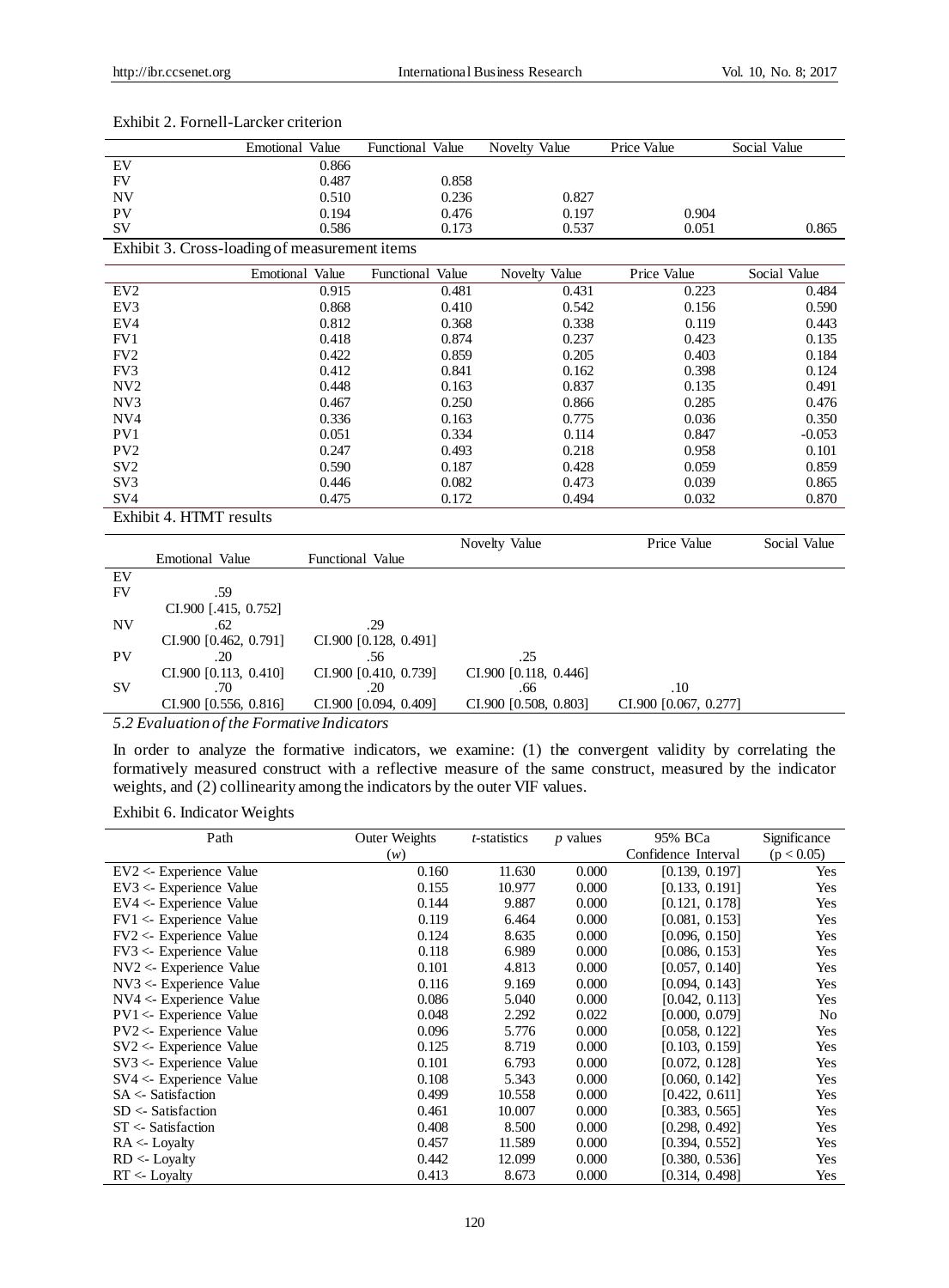Exhibit 2. Fornell-Larcker criterion

| | Emotional Value | Functional Value | Novelty Value | Price Value | Social Value |
|---|---|---|---|---|---|
| EV | 0.866 | | | | |
| FV | 0.487 | 0.858 | | | |
| NV | 0.510 | 0.236 | 0.827 | | |
| PV | 0.194 | 0.476 | 0.197 | 0.904 | |
| SV | 0.586 | 0.173 | 0.537 | 0.051 | 0.865 |

Exhibit 3. Cross-loading of measurement items

| | Emotional Value | Functional Value | Novelty Value | Price Value | Social Value |
|---|---|---|---|---|---|
| EV2 | 0.915 | 0.481 | 0.431 | 0.223 | 0.484 |
| EV3 | 0.868 | 0.410 | 0.542 | 0.156 | 0.590 |
| EV4 | 0.812 | 0.368 | 0.338 | 0.119 | 0.443 |
| FV1 | 0.418 | 0.874 | 0.237 | 0.423 | 0.135 |
| FV2 | 0.422 | 0.859 | 0.205 | 0.403 | 0.184 |
| FV3 | 0.412 | 0.841 | 0.162 | 0.398 | 0.124 |
| NV2 | 0.448 | 0.163 | 0.837 | 0.135 | 0.491 |
| NV3 | 0.467 | 0.250 | 0.866 | 0.285 | 0.476 |
| NV4 | 0.336 | 0.163 | 0.775 | 0.036 | 0.350 |
| PV1 | 0.051 | 0.334 | 0.114 | 0.847 | -0.053 |
| PV2 | 0.247 | 0.493 | 0.218 | 0.958 | 0.101 |
| SV2 | 0.590 | 0.187 | 0.428 | 0.059 | 0.859 |
| SV3 | 0.446 | 0.082 | 0.473 | 0.039 | 0.865 |
| SV4 | 0.475 | 0.172 | 0.494 | 0.032 | 0.870 |

Exhibit 4. HTMT results

| | Emotional Value | Functional Value | Novelty Value | Price Value | Social Value |
|---|---|---|---|---|---|
| EV | | | | | |
| FV | .59<br>CI.900 [.415, 0.752] | | | | |
| NV | .62<br>CI.900 [0.462, 0.791] | .29<br>CI.900 [0.128, 0.491] | | | |
| PV | .20<br>CI.900 [0.113, 0.410] | .56<br>CI.900 [0.410, 0.739] | .25<br>CI.900 [0.118, 0.446] | | |
| SV | .70<br>CI.900 [0.556, 0.816] | .20<br>CI.900 [0.094, 0.409] | .66<br>CI.900 [0.508, 0.803] | .10<br>CI.900 [0.067, 0.277] | |

### *5.2 Evaluation of the Formative Indicators*

In order to analyze the formative indicators, we examine: (1) the convergent validity by correlating the formatively measured construct with a reflective measure of the same construct, measured by the indicator weights, and (2) collinearity among the indicators by the outer VIF values.

Exhibit 6. Indicator Weights

| Path | Outer Weights ($w$) | $t$-statistics | $p$ values | 95% BCa Confidence Interval | Significance ($p < 0.05$) |
|---|---|---|---|---|---|
| EV2 <- Experience Value | 0.160 | 11.630 | 0.000 | [0.139, 0.197] | Yes |
| EV3 <- Experience Value | 0.155 | 10.977 | 0.000 | [0.133, 0.191] | Yes |
| EV4 <- Experience Value | 0.144 | 9.887 | 0.000 | [0.121, 0.178] | Yes |
| FV1 <- Experience Value | 0.119 | 6.464 | 0.000 | [0.081, 0.153] | Yes |
| FV2 <- Experience Value | 0.124 | 8.635 | 0.000 | [0.096, 0.150] | Yes |
| FV3 <- Experience Value | 0.118 | 6.989 | 0.000 | [0.086, 0.153] | Yes |
| NV2 <- Experience Value | 0.101 | 4.813 | 0.000 | [0.057, 0.140] | Yes |
| NV3 <- Experience Value | 0.116 | 9.169 | 0.000 | [0.094, 0.143] | Yes |
| NV4 <- Experience Value | 0.086 | 5.040 | 0.000 | [0.042, 0.113] | Yes |
| PV1 <- Experience Value | 0.048 | 2.292 | 0.022 | [0.000, 0.079] | No |
| PV2 <- Experience Value | 0.096 | 5.776 | 0.000 | [0.058, 0.122] | Yes |
| SV2 <- Experience Value | 0.125 | 8.719 | 0.000 | [0.103, 0.159] | Yes |
| SV3 <- Experience Value | 0.101 | 6.793 | 0.000 | [0.072, 0.128] | Yes |
| SV4 <- Experience Value | 0.108 | 5.343 | 0.000 | [0.060, 0.142] | Yes |
| SA <- Satisfaction | 0.499 | 10.558 | 0.000 | [0.422, 0.611] | Yes |
| SD <- Satisfaction | 0.461 | 10.007 | 0.000 | [0.383, 0.565] | Yes |
| ST <- Satisfaction | 0.408 | 8.500 | 0.000 | [0.298, 0.492] | Yes |
| RA <- Loyalty | 0.457 | 11.589 | 0.000 | [0.394, 0.552] | Yes |
| RD <- Loyalty | 0.442 | 12.099 | 0.000 | [0.380, 0.536] | Yes |
| RT <- Loyalty | 0.413 | 8.673 | 0.000 | [0.314, 0.498] | Yes |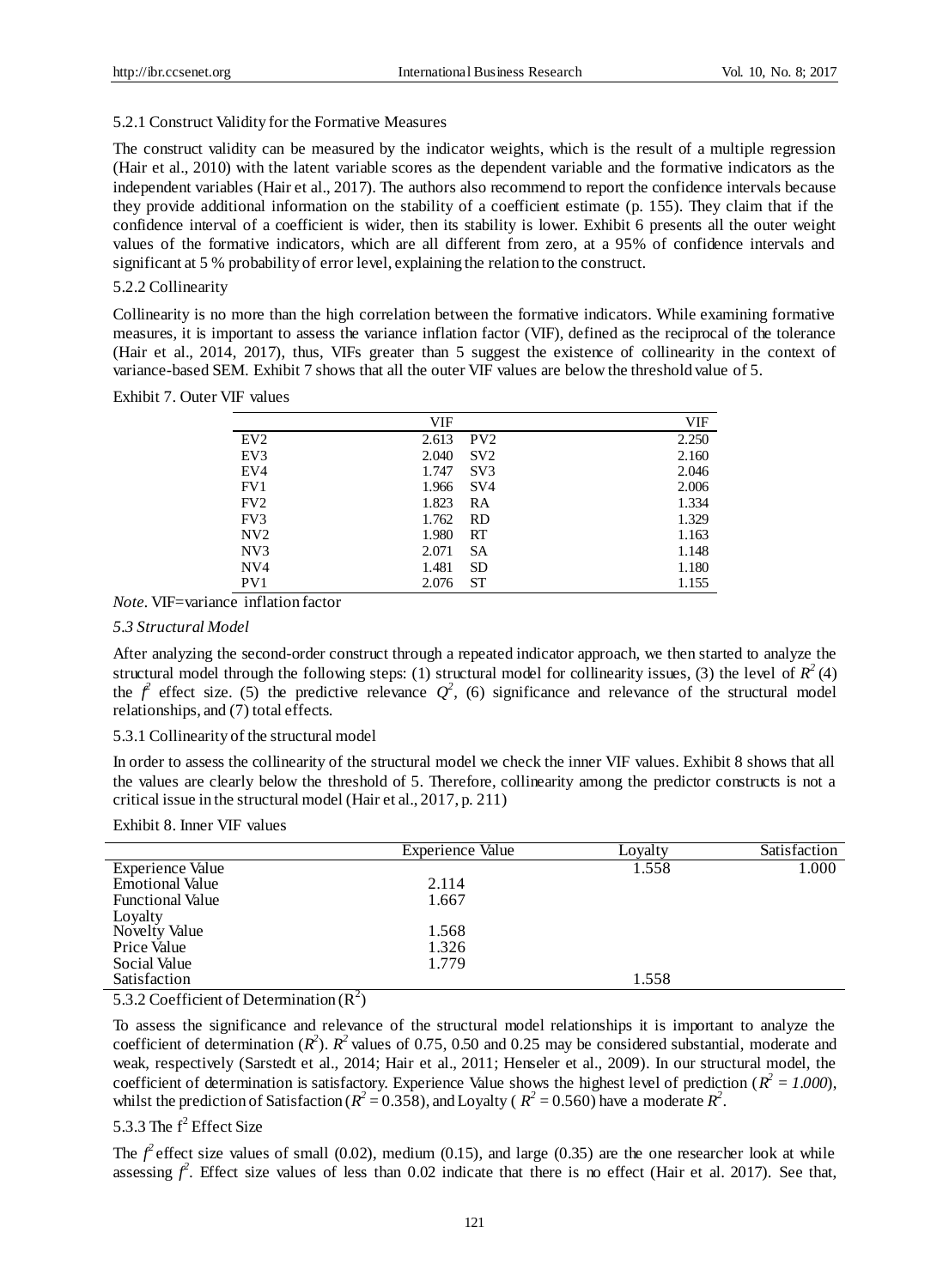5.2.1 Construct Validity for the Formative Measures

The construct validity can be measured by the indicator weights, which is the result of a multiple regression (Hair et al., 2010) with the latent variable scores as the dependent variable and the formative indicators as the independent variables (Hair et al., 2017). The authors also recommend to report the confidence intervals because they provide additional information on the stability of a coefficient estimate (p. 155). They claim that if the confidence interval of a coefficient is wider, then its stability is lower. Exhibit 6 presents all the outer weight values of the formative indicators, which are all different from zero, at a 95% of confidence intervals and significant at 5 % probability of error level, explaining the relation to the construct.

5.2.2 Collinearity

Collinearity is no more than the high correlation between the formative indicators. While examining formative measures, it is important to assess the variance inflation factor (VIF), defined as the reciprocal of the tolerance (Hair et al., 2014, 2017), thus, VIFs greater than 5 suggest the existence of collinearity in the context of variance-based SEM. Exhibit 7 shows that all the outer VIF values are below the threshold value of 5.

Exhibit 7. Outer VIF values

| | VIF | | VIF |
|---|---|---|---|
| EV2 | 2.613 | PV2 | 2.250 |
| EV3 | 2.040 | SV2 | 2.160 |
| EV4 | 1.747 | SV3 | 2.046 |
| FV1 | 1.966 | SV4 | 2.006 |
| FV2 | 1.823 | RA | 1.334 |
| FV3 | 1.762 | RD | 1.329 |
| NV2 | 1.980 | RT | 1.163 |
| NV3 | 2.071 | SA | 1.148 |
| NV4 | 1.481 | SD | 1.180 |
| PV1 | 2.076 | ST | 1.155 |

*Note*. VIF=variance inflation factor

### *5.3 Structural Model*

After analyzing the second-order construct through a repeated indicator approach, we then started to analyze the structural model through the following steps: (1) structural model for collinearity issues, (3) the level of $R^2$ (4) the $f^2$ effect size. (5) the predictive relevance $Q^2$, (6) significance and relevance of the structural model relationships, and (7) total effects.

5.3.1 Collinearity of the structural model

In order to assess the collinearity of the structural model we check the inner VIF values. Exhibit 8 shows that all the values are clearly below the threshold of 5. Therefore, collinearity among the predictor constructs is not a critical issue in the structural model (Hair et al., 2017, p. 211)

Exhibit 8. Inner VIF values

| | Experience Value | Loyalty | Satisfaction |
|---|---|---|---|
| Experience Value | | 1.558 | 1.000 |
| Emotional Value | 2.114 | | |
| Functional Value | 1.667 | | |
| Loyalty | | | |
| Novelty Value | 1.568 | | |
| Price Value | 1.326 | | |
| Social Value | 1.779 | | |
| Satisfaction | | 1.558 | |

5.3.2 Coefficient of Determination ($R^2$)

To assess the significance and relevance of the structural model relationships it is important to analyze the coefficient of determination ($R^2$). $R^2$ values of 0.75, 0.50 and 0.25 may be considered substantial, moderate and weak, respectively (Sarstedt et al., 2014; Hair et al., 2011; Henseler et al., 2009). In our structural model, the coefficient of determination is satisfactory. Experience Value shows the highest level of prediction ($R^2 = 1.000$), whilst the prediction of Satisfaction ($R^2 = 0.358$), and Loyalty ( $R^2 = 0.560$) have a moderate $R^2$.

5.3.3 The $f^2$ Effect Size

The $f^2$ effect size values of small (0.02), medium (0.15), and large (0.35) are the one researcher look at while assessing $f^2$. Effect size values of less than 0.02 indicate that there is no effect (Hair et al. 2017). See that,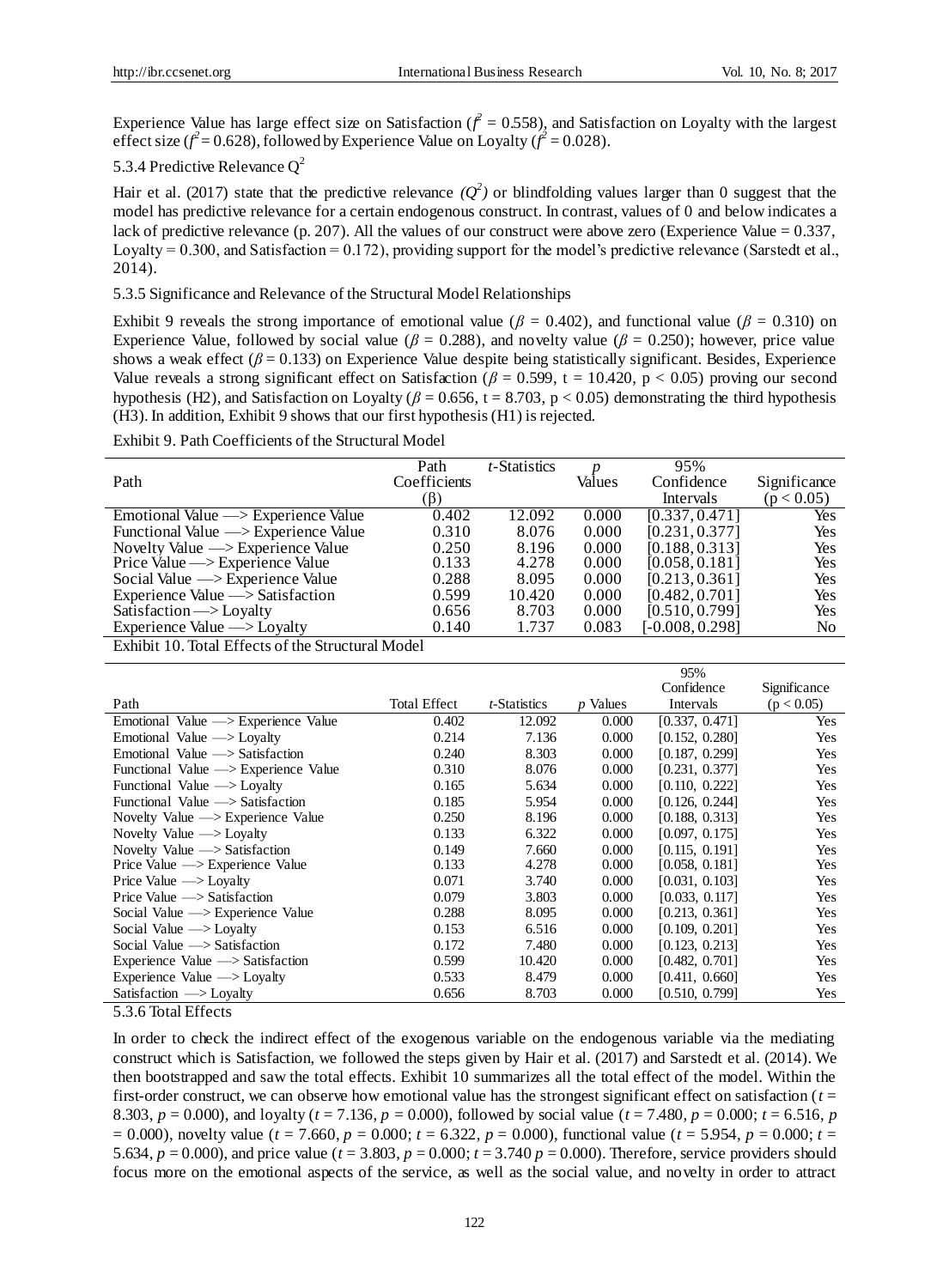Experience Value has large effect size on Satisfaction ($f^2$ = 0.558), and Satisfaction on Loyalty with the largest effect size ($f^2$ = 0.628), followed by Experience Value on Loyalty ($f^2$ = 0.028).

#### 5.3.4 Predictive Relevance $Q^2$

Hair et al. (2017) state that the predictive relevance *($Q^2$)* or blindfolding values larger than 0 suggest that the model has predictive relevance for a certain endogenous construct. In contrast, values of 0 and below indicates a lack of predictive relevance (p. 207). All the values of our construct were above zero (Experience Value = 0.337, Loyalty = 0.300, and Satisfaction = 0.172), providing support for the model's predictive relevance (Sarstedt et al., 2014).

#### 5.3.5 Significance and Relevance of the Structural Model Relationships

Exhibit 9 reveals the strong importance of emotional value ($\beta$ = 0.402), and functional value ($\beta$ = 0.310) on Experience Value, followed by social value ($\beta$ = 0.288), and novelty value ($\beta$ = 0.250); however, price value shows a weak effect ($\beta$ = 0.133) on Experience Value despite being statistically significant. Besides, Experience Value reveals a strong significant effect on Satisfaction ($\beta$ = 0.599, t = 10.420, $p < 0.05$) proving our second hypothesis (H2), and Satisfaction on Loyalty ($\beta$ = 0.656, t = 8.703, $p < 0.05$) demonstrating the third hypothesis (H3). In addition, Exhibit 9 shows that our first hypothesis (H1) is rejected.

Exhibit 9. Path Coefficients of the Structural Model

| Path | Path Coefficients (β) | *t*-Statistics | *p* Values | 95% Confidence Intervals | Significance ($p < 0.05$) |
|---|---|---|---|---|---|
| Emotional Value —> Experience Value | 0.402 | 12.092 | 0.000 | [0.337, 0.471] | Yes |
| Functional Value —> Experience Value | 0.310 | 8.076 | 0.000 | [0.231, 0.377] | Yes |
| Novelty Value —> Experience Value | 0.250 | 8.196 | 0.000 | [0.188, 0.313] | Yes |
| Price Value —> Experience Value | 0.133 | 4.278 | 0.000 | [0.058, 0.181] | Yes |
| Social Value —> Experience Value | 0.288 | 8.095 | 0.000 | [0.213, 0.361] | Yes |
| Experience Value —> Satisfaction | 0.599 | 10.420 | 0.000 | [0.482, 0.701] | Yes |
| Satisfaction —> Loyalty | 0.656 | 8.703 | 0.000 | [0.510, 0.799] | Yes |
| Experience Value —> Loyalty | 0.140 | 1.737 | 0.083 | [-0.008, 0.298] | No |

Exhibit 10. Total Effects of the Structural Model

| Path | Total Effect | *t*-Statistics | *p* Values | 95% Confidence Intervals | Significance ($p < 0.05$) |
|---|---|---|---|---|---|
| Emotional Value —> Experience Value | 0.402 | 12.092 | 0.000 | [0.337, 0.471] | Yes |
| Emotional Value —> Loyalty | 0.214 | 7.136 | 0.000 | [0.152, 0.280] | Yes |
| Emotional Value —> Satisfaction | 0.240 | 8.303 | 0.000 | [0.187, 0.299] | Yes |
| Functional Value —> Experience Value | 0.310 | 8.076 | 0.000 | [0.231, 0.377] | Yes |
| Functional Value —> Loyalty | 0.165 | 5.634 | 0.000 | [0.110, 0.222] | Yes |
| Functional Value —> Satisfaction | 0.185 | 5.954 | 0.000 | [0.126, 0.244] | Yes |
| Novelty Value —> Experience Value | 0.250 | 8.196 | 0.000 | [0.188, 0.313] | Yes |
| Novelty Value —> Loyalty | 0.133 | 6.322 | 0.000 | [0.097, 0.175] | Yes |
| Novelty Value —> Satisfaction | 0.149 | 7.660 | 0.000 | [0.115, 0.191] | Yes |
| Price Value —> Experience Value | 0.133 | 4.278 | 0.000 | [0.058, 0.181] | Yes |
| Price Value —> Loyalty | 0.071 | 3.740 | 0.000 | [0.031, 0.103] | Yes |
| Price Value —> Satisfaction | 0.079 | 3.803 | 0.000 | [0.033, 0.117] | Yes |
| Social Value —> Experience Value | 0.288 | 8.095 | 0.000 | [0.213, 0.361] | Yes |
| Social Value —> Loyalty | 0.153 | 6.516 | 0.000 | [0.109, 0.201] | Yes |
| Social Value —> Satisfaction | 0.172 | 7.480 | 0.000 | [0.123, 0.213] | Yes |
| Experience Value —> Satisfaction | 0.599 | 10.420 | 0.000 | [0.482, 0.701] | Yes |
| Experience Value —> Loyalty | 0.533 | 8.479 | 0.000 | [0.411, 0.660] | Yes |
| Satisfaction —> Loyalty | 0.656 | 8.703 | 0.000 | [0.510, 0.799] | Yes |

#### 5.3.6 Total Effects

In order to check the indirect effect of the exogenous variable on the endogenous variable via the mediating construct which is Satisfaction, we followed the steps given by Hair et al. (2017) and Sarstedt et al. (2014). We then bootstrapped and saw the total effects. Exhibit 10 summarizes all the total effect of the model. Within the first-order construct, we can observe how emotional value has the strongest significant effect on satisfaction ($t$ = 8.303, $p$ = 0.000), and loyalty ($t$ = 7.136, $p$ = 0.000), followed by social value ($t$ = 7.480, $p$ = 0.000; $t$ = 6.516, $p$ = 0.000), novelty value ($t$ = 7.660, $p$ = 0.000; $t$ = 6.322, $p$ = 0.000), functional value ($t$ = 5.954, $p$ = 0.000; $t$ = 5.634, $p$ = 0.000), and price value ($t$ = 3.803, $p$ = 0.000; $t$ = 3.740 $p$ = 0.000). Therefore, service providers should focus more on the emotional aspects of the service, as well as the social value, and novelty in order to attract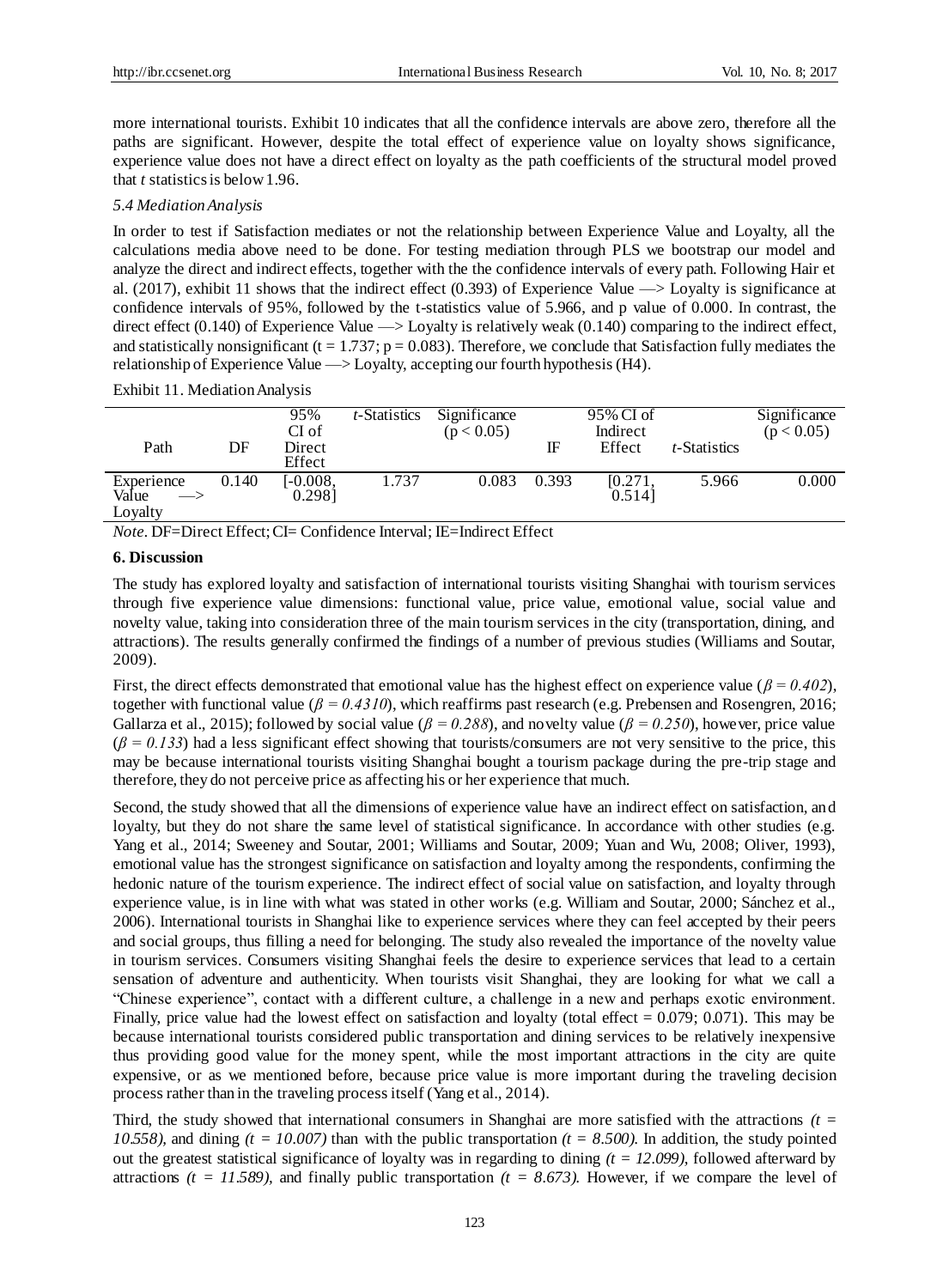more international tourists. Exhibit 10 indicates that all the confidence intervals are above zero, therefore all the paths are significant. However, despite the total effect of experience value on loyalty shows significance, experience value does not have a direct effect on loyalty as the path coefficients of the structural model proved that *t* statistics is below 1.96.

### *5.4 Mediation Analysis*

In order to test if Satisfaction mediates or not the relationship between Experience Value and Loyalty, all the calculations media above need to be done. For testing mediation through PLS we bootstrap our model and analyze the direct and indirect effects, together with the the confidence intervals of every path. Following Hair et al. (2017), exhibit 11 shows that the indirect effect (0.393) of Experience Value —> Loyalty is significance at confidence intervals of 95%, followed by the t-statistics value of 5.966, and p value of 0.000. In contrast, the direct effect (0.140) of Experience Value —> Loyalty is relatively weak (0.140) comparing to the indirect effect, and statistically nonsignificant ($t = 1.737$; $p = 0.083$). Therefore, we conclude that Satisfaction fully mediates the relationship of Experience Value —> Loyalty, accepting our fourth hypothesis (H4).

Exhibit 11. Mediation Analysis

| Path | DF | 95% CI of Direct Effect | *t*-Statistics | Significance ($p < 0.05$) | IF | 95% CI of Indirect Effect | *t*-Statistics | Significance ($p < 0.05$) |
|---|---|---|---|---|---|---|---|---|
| Experience Value —> Loyalty | 0.140 | [-0.008, 0.298] | 1.737 | 0.083 | 0.393 | [0.271, 0.514] | 5.966 | 0.000 |

*Note*. DF=Direct Effect; CI= Confidence Interval; IE=Indirect Effect

## 6. Discussion

The study has explored loyalty and satisfaction of international tourists visiting Shanghai with tourism services through five experience value dimensions: functional value, price value, emotional value, social value and novelty value, taking into consideration three of the main tourism services in the city (transportation, dining, and attractions). The results generally confirmed the findings of a number of previous studies (Williams and Soutar, 2009).

First, the direct effects demonstrated that emotional value has the highest effect on experience value ($\beta = 0.402$), together with functional value ($\beta = 0.4310$), which reaffirms past research (e.g. Prebensen and Rosengren, 2016; Gallarza et al., 2015); followed by social value ($\beta = 0.288$), and novelty value ($\beta = 0.250$), however, price value ($\beta = 0.133$) had a less significant effect showing that tourists/consumers are not very sensitive to the price, this may be because international tourists visiting Shanghai bought a tourism package during the pre-trip stage and therefore, they do not perceive price as affecting his or her experience that much.

Second, the study showed that all the dimensions of experience value have an indirect effect on satisfaction, and loyalty, but they do not share the same level of statistical significance. In accordance with other studies (e.g. Yang et al., 2014; Sweeney and Soutar, 2001; Williams and Soutar, 2009; Yuan and Wu, 2008; Oliver, 1993), emotional value has the strongest significance on satisfaction and loyalty among the respondents, confirming the hedonic nature of the tourism experience. The indirect effect of social value on satisfaction, and loyalty through experience value, is in line with what was stated in other works (e.g. William and Soutar, 2000; Sánchez et al., 2006). International tourists in Shanghai like to experience services where they can feel accepted by their peers and social groups, thus filling a need for belonging. The study also revealed the importance of the novelty value in tourism services. Consumers visiting Shanghai feels the desire to experience services that lead to a certain sensation of adventure and authenticity. When tourists visit Shanghai, they are looking for what we call a "Chinese experience", contact with a different culture, a challenge in a new and perhaps exotic environment. Finally, price value had the lowest effect on satisfaction and loyalty (total effect = 0.079; 0.071). This may be because international tourists considered public transportation and dining services to be relatively inexpensive thus providing good value for the money spent, while the most important attractions in the city are quite expensive, or as we mentioned before, because price value is more important during the traveling decision process rather than in the traveling process itself (Yang et al., 2014).

Third, the study showed that international consumers in Shanghai are more satisfied with the attractions ($t = 10.558$), and dining ($t = 10.007$) than with the public transportation ($t = 8.500$). In addition, the study pointed out the greatest statistical significance of loyalty was in regarding to dining ($t = 12.099$), followed afterward by attractions ($t = 11.589$), and finally public transportation ($t = 8.673$). However, if we compare the level of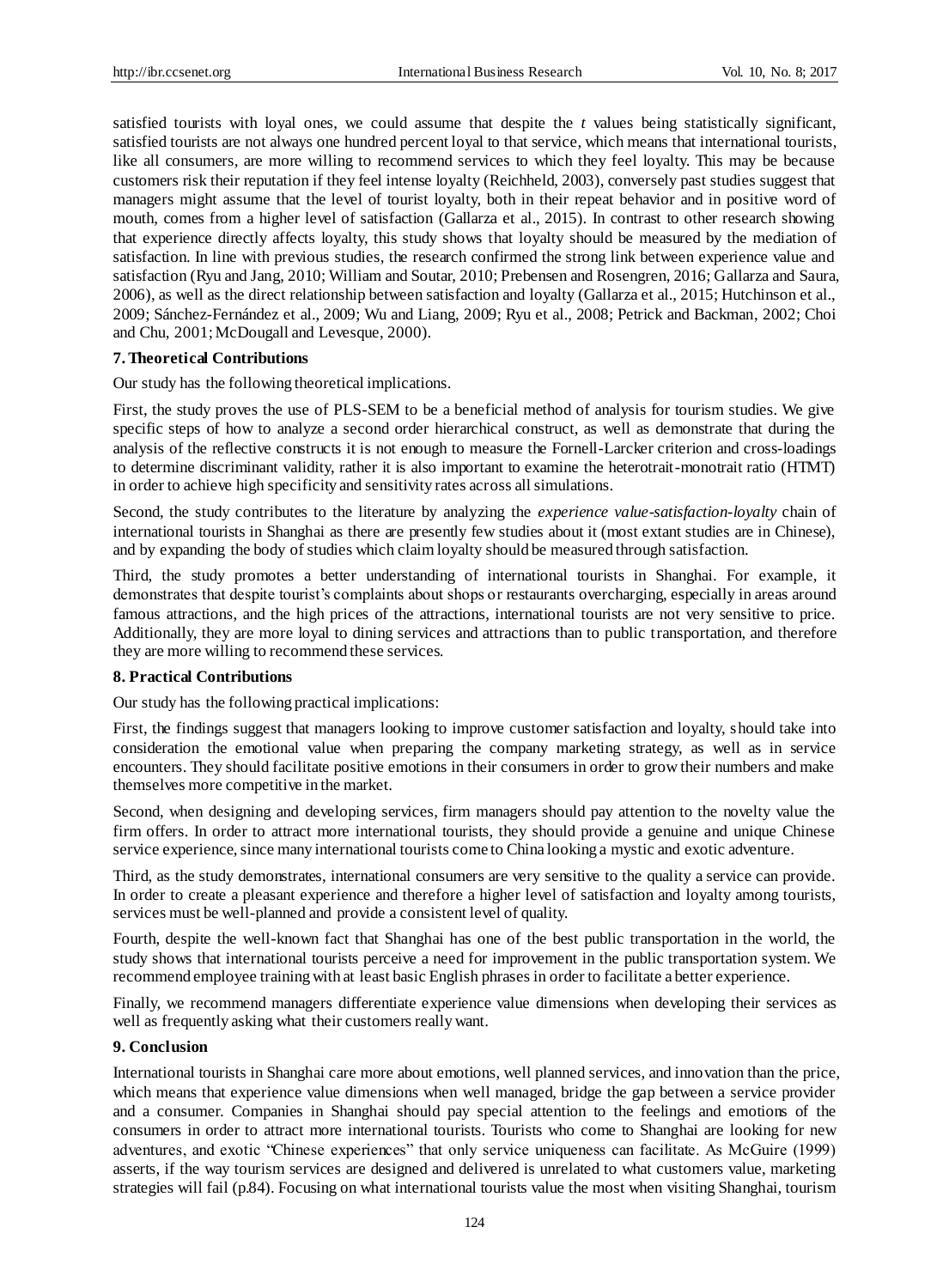satisfied tourists with loyal ones, we could assume that despite the *t* values being statistically significant, satisfied tourists are not always one hundred percent loyal to that service, which means that international tourists, like all consumers, are more willing to recommend services to which they feel loyalty. This may be because customers risk their reputation if they feel intense loyalty (Reichheld, 2003), conversely past studies suggest that managers might assume that the level of tourist loyalty, both in their repeat behavior and in positive word of mouth, comes from a higher level of satisfaction (Gallarza et al., 2015). In contrast to other research showing that experience directly affects loyalty, this study shows that loyalty should be measured by the mediation of satisfaction. In line with previous studies, the research confirmed the strong link between experience value and satisfaction (Ryu and Jang, 2010; William and Soutar, 2010; Prebensen and Rosengren, 2016; Gallarza and Saura, 2006), as well as the direct relationship between satisfaction and loyalty (Gallarza et al., 2015; Hutchinson et al., 2009; Sánchez-Fernández et al., 2009; Wu and Liang, 2009; Ryu et al., 2008; Petrick and Backman, 2002; Choi and Chu, 2001; McDougall and Levesque, 2000).

## 7. Theoretical Contributions

Our study has the following theoretical implications.

First, the study proves the use of PLS-SEM to be a beneficial method of analysis for tourism studies. We give specific steps of how to analyze a second order hierarchical construct, as well as demonstrate that during the analysis of the reflective constructs it is not enough to measure the Fornell-Larcker criterion and cross-loadings to determine discriminant validity, rather it is also important to examine the heterotrait-monotrait ratio (HTMT) in order to achieve high specificity and sensitivity rates across all simulations.

Second, the study contributes to the literature by analyzing the *experience value-satisfaction-loyalty* chain of international tourists in Shanghai as there are presently few studies about it (most extant studies are in Chinese), and by expanding the body of studies which claim loyalty should be measured through satisfaction.

Third, the study promotes a better understanding of international tourists in Shanghai. For example, it demonstrates that despite tourist's complaints about shops or restaurants overcharging, especially in areas around famous attractions, and the high prices of the attractions, international tourists are not very sensitive to price. Additionally, they are more loyal to dining services and attractions than to public transportation, and therefore they are more willing to recommend these services.

## 8. Practical Contributions

Our study has the following practical implications:

First, the findings suggest that managers looking to improve customer satisfaction and loyalty, should take into consideration the emotional value when preparing the company marketing strategy, as well as in service encounters. They should facilitate positive emotions in their consumers in order to grow their numbers and make themselves more competitive in the market.

Second, when designing and developing services, firm managers should pay attention to the novelty value the firm offers. In order to attract more international tourists, they should provide a genuine and unique Chinese service experience, since many international tourists come to China looking a mystic and exotic adventure.

Third, as the study demonstrates, international consumers are very sensitive to the quality a service can provide. In order to create a pleasant experience and therefore a higher level of satisfaction and loyalty among tourists, services must be well-planned and provide a consistent level of quality.

Fourth, despite the well-known fact that Shanghai has one of the best public transportation in the world, the study shows that international tourists perceive a need for improvement in the public transportation system. We recommend employee training with at least basic English phrases in order to facilitate a better experience.

Finally, we recommend managers differentiate experience value dimensions when developing their services as well as frequently asking what their customers really want.

## 9. Conclusion

International tourists in Shanghai care more about emotions, well planned services, and innovation than the price, which means that experience value dimensions when well managed, bridge the gap between a service provider and a consumer. Companies in Shanghai should pay special attention to the feelings and emotions of the consumers in order to attract more international tourists. Tourists who come to Shanghai are looking for new adventures, and exotic "Chinese experiences" that only service uniqueness can facilitate. As McGuire (1999) asserts, if the way tourism services are designed and delivered is unrelated to what customers value, marketing strategies will fail (p.84). Focusing on what international tourists value the most when visiting Shanghai, tourism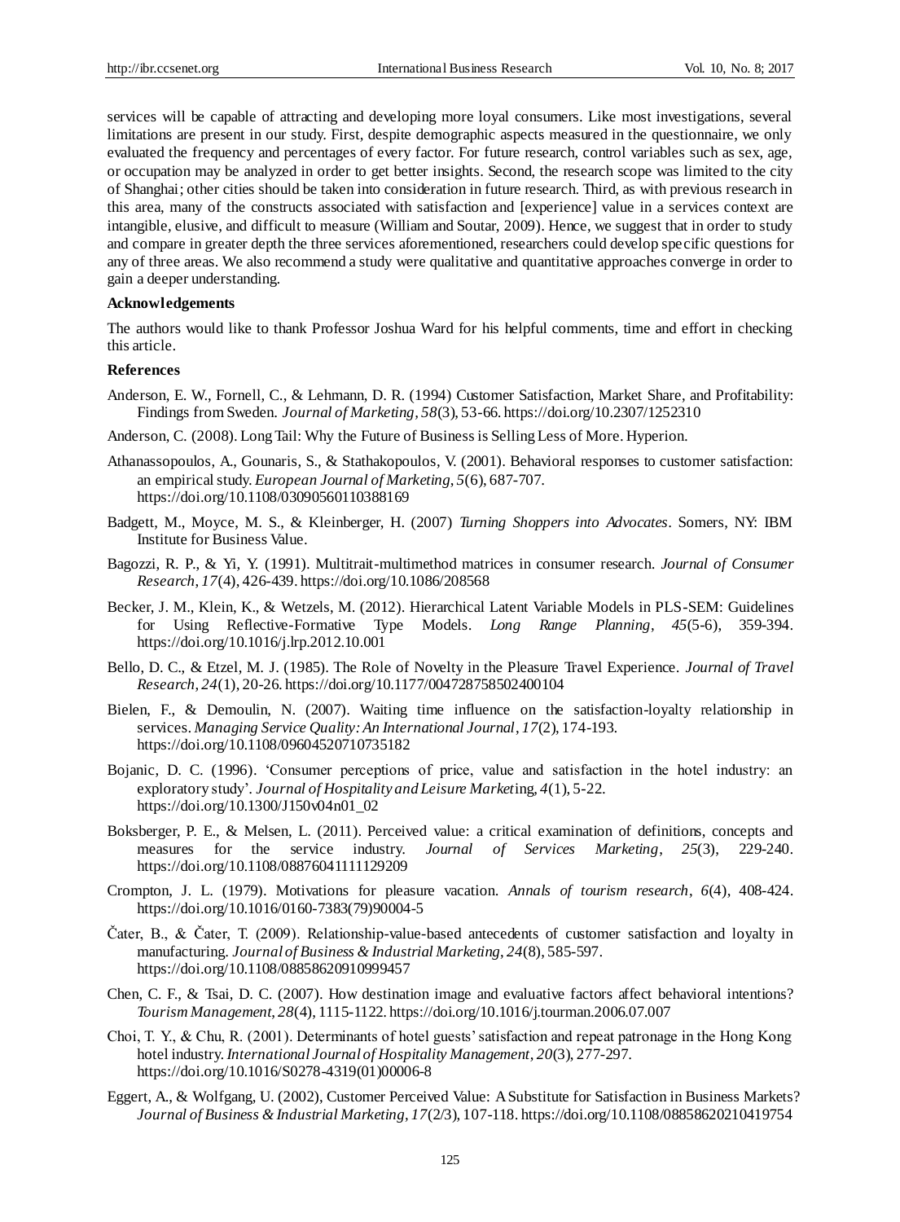services will be capable of attracting and developing more loyal consumers. Like most investigations, several limitations are present in our study. First, despite demographic aspects measured in the questionnaire, we only evaluated the frequency and percentages of every factor. For future research, control variables such as sex, age, or occupation may be analyzed in order to get better insights. Second, the research scope was limited to the city of Shanghai; other cities should be taken into consideration in future research. Third, as with previous research in this area, many of the constructs associated with satisfaction and [experience] value in a services context are intangible, elusive, and difficult to measure (William and Soutar, 2009). Hence, we suggest that in order to study and compare in greater depth the three services aforementioned, researchers could develop specific questions for any of three areas. We also recommend a study were qualitative and quantitative approaches converge in order to gain a deeper understanding.

**Acknowledgements**

The authors would like to thank Professor Joshua Ward for his helpful comments, time and effort in checking this article.

**References**

Anderson, E. W., Fornell, C., & Lehmann, D. R. (1994) Customer Satisfaction, Market Share, and Profitability: Findings from Sweden. *Journal of Marketing*, *58*(3), 53-66. https://doi.org/10.2307/1252310

Anderson, C. (2008). Long Tail: Why the Future of Business is Selling Less of More. Hyperion.

Athanassopoulos, A., Gounaris, S., & Stathakopoulos, V. (2001). Behavioral responses to customer satisfaction: an empirical study. *European Journal of Marketing*, *5*(6), 687-707. https://doi.org/10.1108/03090560110388169

Badgett, M., Moyce, M. S., & Kleinberger, H. (2007) *Turning Shoppers into Advocates*. Somers, NY: IBM Institute for Business Value.

Bagozzi, R. P., & Yi, Y. (1991). Multitrait-multimethod matrices in consumer research. *Journal of Consumer Research*, *17*(4), 426-439. https://doi.org/10.1086/208568

Becker, J. M., Klein, K., & Wetzels, M. (2012). Hierarchical Latent Variable Models in PLS-SEM: Guidelines for Using Reflective-Formative Type Models. *Long Range Planning*, *45*(5-6), 359-394. https://doi.org/10.1016/j.lrp.2012.10.001

Bello, D. C., & Etzel, M. J. (1985). The Role of Novelty in the Pleasure Travel Experience. *Journal of Travel Research*, *24*(1), 20-26. https://doi.org/10.1177/004728758502400104

Bielen, F., & Demoulin, N. (2007). Waiting time influence on the satisfaction-loyalty relationship in services. *Managing Service Quality: An International Journal*, *17*(2), 174-193. https://doi.org/10.1108/09604520710735182

Bojanic, D. C. (1996). 'Consumer perceptions of price, value and satisfaction in the hotel industry: an exploratory study'. *Journal of Hospitality and Leisure Marketing*, *4*(1), 5-22. https://doi.org/10.1300/J150v04n01_02

Boksberger, P. E., & Melsen, L. (2011). Perceived value: a critical examination of definitions, concepts and measures for the service industry. *Journal of Services Marketing*, *25*(3), 229-240. https://doi.org/10.1108/08876041111129209

Crompton, J. L. (1979). Motivations for pleasure vacation. *Annals of tourism research*, *6*(4), 408-424. https://doi.org/10.1016/0160-7383(79)90004-5

Čater, B., & Čater, T. (2009). Relationship-value-based antecedents of customer satisfaction and loyalty in manufacturing. *Journal of Business & Industrial Marketing*, *24*(8), 585-597. https://doi.org/10.1108/08858620910999457

Chen, C. F., & Tsai, D. C. (2007). How destination image and evaluative factors affect behavioral intentions? *Tourism Management*, *28*(4), 1115-1122. https://doi.org/10.1016/j.tourman.2006.07.007

Choi, T. Y., & Chu, R. (2001). Determinants of hotel guests' satisfaction and repeat patronage in the Hong Kong hotel industry. *International Journal of Hospitality Management*, *20*(3), 277-297. https://doi.org/10.1016/S0278-4319(01)00006-8

Eggert, A., & Wolfgang, U. (2002), Customer Perceived Value: A Substitute for Satisfaction in Business Markets? *Journal of Business & Industrial Marketing*, *17*(2/3), 107-118. https://doi.org/10.1108/08858620210419754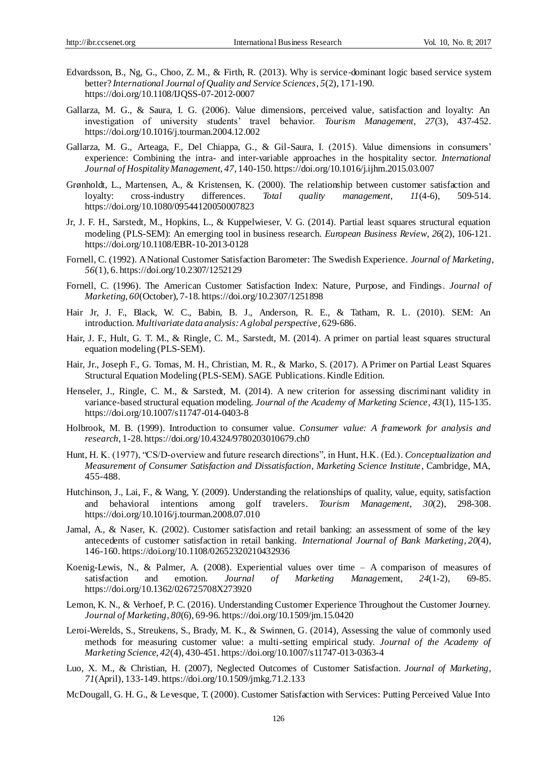Edvardsson, B., Ng, G., Choo, Z. M., & Firth, R. (2013). Why is service-dominant logic based service system better? *International Journal of Quality and Service Sciences*, *5*(2), 171-190. https://doi.org/10.1108/IJQSS-07-2012-0007

Gallarza, M. G., & Saura, I. G. (2006). Value dimensions, perceived value, satisfaction and loyalty: An investigation of university students' travel behavior. *Tourism Management*, *27*(3), 437-452. https://doi.org/10.1016/j.tourman.2004.12.002

Gallarza, M. G., Arteaga, F., Del Chiappa, G., & Gil-Saura, I. (2015). Value dimensions in consumers' experience: Combining the intra- and inter-variable approaches in the hospitality sector. *International Journal of Hospitality Management*, *47*, 140-150. https://doi.org/10.1016/j.ijhm.2015.03.007

Grønholdt, L., Martensen, A., & Kristensen, K. (2000). The relationship between customer satisfaction and loyalty: cross-industry differences. *Total quality management*, *11*(4-6), 509-514. https://doi.org/10.1080/09544120050007823

Jr, J. F. H., Sarstedt, M., Hopkins, L., & Kuppelwieser, V. G. (2014). Partial least squares structural equation modeling (PLS-SEM): An emerging tool in business research. *European Business Review*, *26*(2), 106-121. https://doi.org/10.1108/EBR-10-2013-0128

Fornell, C. (1992). A National Customer Satisfaction Barometer: The Swedish Experience. *Journal of Marketing*, *56*(1), 6. https://doi.org/10.2307/1252129

Fornell, C. (1996). The American Customer Satisfaction Index: Nature, Purpose, and Findings. *Journal of Marketing*, *60*(October), 7-18. https://doi.org/10.2307/1251898

Hair Jr, J. F., Black, W. C., Babin, B. J., Anderson, R. E., & Tatham, R. L. (2010). SEM: An introduction. *Multivariate data analysis: A global perspective*, 629-686.

Hair, J. F., Hult, G. T. M., & Ringle, C. M., Sarstedt, M. (2014). A primer on partial least squares structural equation modeling (PLS-SEM).

Hair, Jr., Joseph F., G. Tomas, M. H., Christian, M. R., & Marko, S. (2017). A Primer on Partial Least Squares Structural Equation Modeling (PLS-SEM). SAGE Publications. Kindle Edition.

Henseler, J., Ringle, C. M., & Sarstedt, M. (2014). A new criterion for assessing discriminant validity in variance-based structural equation modeling. *Journal of the Academy of Marketing Science*, *43*(1), 115-135. https://doi.org/10.1007/s11747-014-0403-8

Holbrook, M. B. (1999). Introduction to consumer value. *Consumer value: A framework for analysis and research*, 1-28. https://doi.org/10.4324/9780203010679.ch0

Hunt, H. K. (1977), "CS/D-overview and future research directions", in Hunt, H.K. (Ed.). *Conceptualization and Measurement of Consumer Satisfaction and Dissatisfaction, Marketing Science Institute*, Cambridge, MA, 455-488.

Hutchinson, J., Lai, F., & Wang, Y. (2009). Understanding the relationships of quality, value, equity, satisfaction and behavioral intentions among golf travelers. *Tourism Management*, *30*(2), 298-308. https://doi.org/10.1016/j.tourman.2008.07.010

Jamal, A., & Naser, K. (2002). Customer satisfaction and retail banking: an assessment of some of the key antecedents of customer satisfaction in retail banking. *International Journal of Bank Marketing*, *20*(4), 146-160. https://doi.org/10.1108/02652320210432936

Koenig-Lewis, N., & Palmer, A. (2008). Experiential values over time – A comparison of measures of satisfaction and emotion. *Journal of Marketing Management*, *24*(1-2), 69-85. https://doi.org/10.1362/026725708X273920

Lemon, K. N., & Verhoef, P. C. (2016). Understanding Customer Experience Throughout the Customer Journey. *Journal of Marketing*, *80*(6), 69-96. https://doi.org/10.1509/jm.15.0420

Leroi-Werelds, S., Streukens, S., Brady, M. K., & Swinnen, G. (2014), Assessing the value of commonly used methods for measuring customer value: a multi-setting empirical study. *Journal of the Academy of Marketing Science*, *42*(4), 430-451. https://doi.org/10.1007/s11747-013-0363-4

Luo, X. M., & Christian, H. (2007), Neglected Outcomes of Customer Satisfaction. *Journal of Marketing*, *71*(April), 133-149. https://doi.org/10.1509/jmkg.71.2.133

McDougall, G. H. G., & Levesque, T. (2000). Customer Satisfaction with Services: Putting Perceived Value Into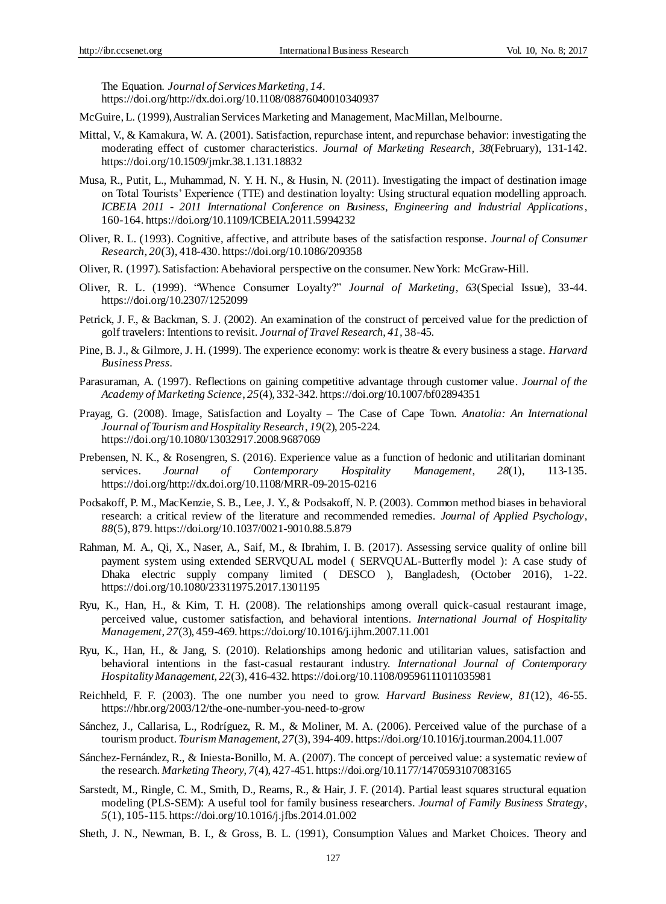The Equation. *Journal of Services Marketing*, *14*. https://doi.org/http://dx.doi.org/10.1108/08876040010340937

McGuire, L. (1999), Australian Services Marketing and Management, MacMillan, Melbourne.

Mittal, V., & Kamakura, W. A. (2001). Satisfaction, repurchase intent, and repurchase behavior: investigating the moderating effect of customer characteristics. *Journal of Marketing Research*, *38*(February), 131-142. https://doi.org/10.1509/jmkr.38.1.131.18832

Musa, R., Putit, L., Muhammad, N. Y. H. N., & Husin, N. (2011). Investigating the impact of destination image on Total Tourists' Experience (TTE) and destination loyalty: Using structural equation modelling approach. *ICBEIA 2011 - 2011 International Conference on Business, Engineering and Industrial Applications*, 160-164. https://doi.org/10.1109/ICBEIA.2011.5994232

Oliver, R. L. (1993). Cognitive, affective, and attribute bases of the satisfaction response. *Journal of Consumer Research*, *20*(3), 418-430. https://doi.org/10.1086/209358

Oliver, R. (1997). Satisfaction: A behavioral perspective on the consumer. New York: McGraw-Hill.

Oliver, R. L. (1999). "Whence Consumer Loyalty?" *Journal of Marketing*, *63*(Special Issue), 33-44. https://doi.org/10.2307/1252099

Petrick, J. F., & Backman, S. J. (2002). An examination of the construct of perceived value for the prediction of golf travelers: Intentions to revisit. *Journal of Travel Research*, *41*, 38-45.

Pine, B. J., & Gilmore, J. H. (1999). The experience economy: work is theatre & every business a stage. *Harvard Business Press*.

Parasuraman, A. (1997). Reflections on gaining competitive advantage through customer value. *Journal of the Academy of Marketing Science*, *25*(4), 332-342. https://doi.org/10.1007/bf02894351

Prayag, G. (2008). Image, Satisfaction and Loyalty – The Case of Cape Town. *Anatolia: An International Journal of Tourism and Hospitality Research*, *19*(2), 205-224. https://doi.org/10.1080/13032917.2008.9687069

Prebensen, N. K., & Rosengren, S. (2016). Experience value as a function of hedonic and utilitarian dominant services. *Journal of Contemporary Hospitality Management*, *28*(1), 113-135. https://doi.org/http://dx.doi.org/10.1108/MRR-09-2015-0216

Podsakoff, P. M., MacKenzie, S. B., Lee, J. Y., & Podsakoff, N. P. (2003). Common method biases in behavioral research: a critical review of the literature and recommended remedies. *Journal of Applied Psychology*, *88*(5), 879. https://doi.org/10.1037/0021-9010.88.5.879

Rahman, M. A., Qi, X., Naser, A., Saif, M., & Ibrahim, I. B. (2017). Assessing service quality of online bill payment system using extended SERVQUAL model ( SERVQUAL-Butterfly model ): A case study of Dhaka electric supply company limited ( DESCO ), Bangladesh, (October 2016), 1-22. https://doi.org/10.1080/23311975.2017.1301195

Ryu, K., Han, H., & Kim, T. H. (2008). The relationships among overall quick-casual restaurant image, perceived value, customer satisfaction, and behavioral intentions. *International Journal of Hospitality Management*, *27*(3), 459-469. https://doi.org/10.1016/j.ijhm.2007.11.001

Ryu, K., Han, H., & Jang, S. (2010). Relationships among hedonic and utilitarian values, satisfaction and behavioral intentions in the fast-casual restaurant industry. *International Journal of Contemporary Hospitality Management*, *22*(3), 416-432. https://doi.org/10.1108/09596111011035981

Reichheld, F. F. (2003). The one number you need to grow. *Harvard Business Review*, *81*(12), 46-55. https://hbr.org/2003/12/the-one-number-you-need-to-grow

Sánchez, J., Callarisa, L., Rodríguez, R. M., & Moliner, M. A. (2006). Perceived value of the purchase of a tourism product. *Tourism Management*, *27*(3), 394-409. https://doi.org/10.1016/j.tourman.2004.11.007

Sánchez-Fernández, R., & Iniesta-Bonillo, M. A. (2007). The concept of perceived value: a systematic review of the research. *Marketing Theory*, *7*(4), 427-451. https://doi.org/10.1177/1470593107083165

Sarstedt, M., Ringle, C. M., Smith, D., Reams, R., & Hair, J. F. (2014). Partial least squares structural equation modeling (PLS-SEM): A useful tool for family business researchers. *Journal of Family Business Strategy*, *5*(1), 105-115. https://doi.org/10.1016/j.jfbs.2014.01.002

Sheth, J. N., Newman, B. I., & Gross, B. L. (1991), Consumption Values and Market Choices. Theory and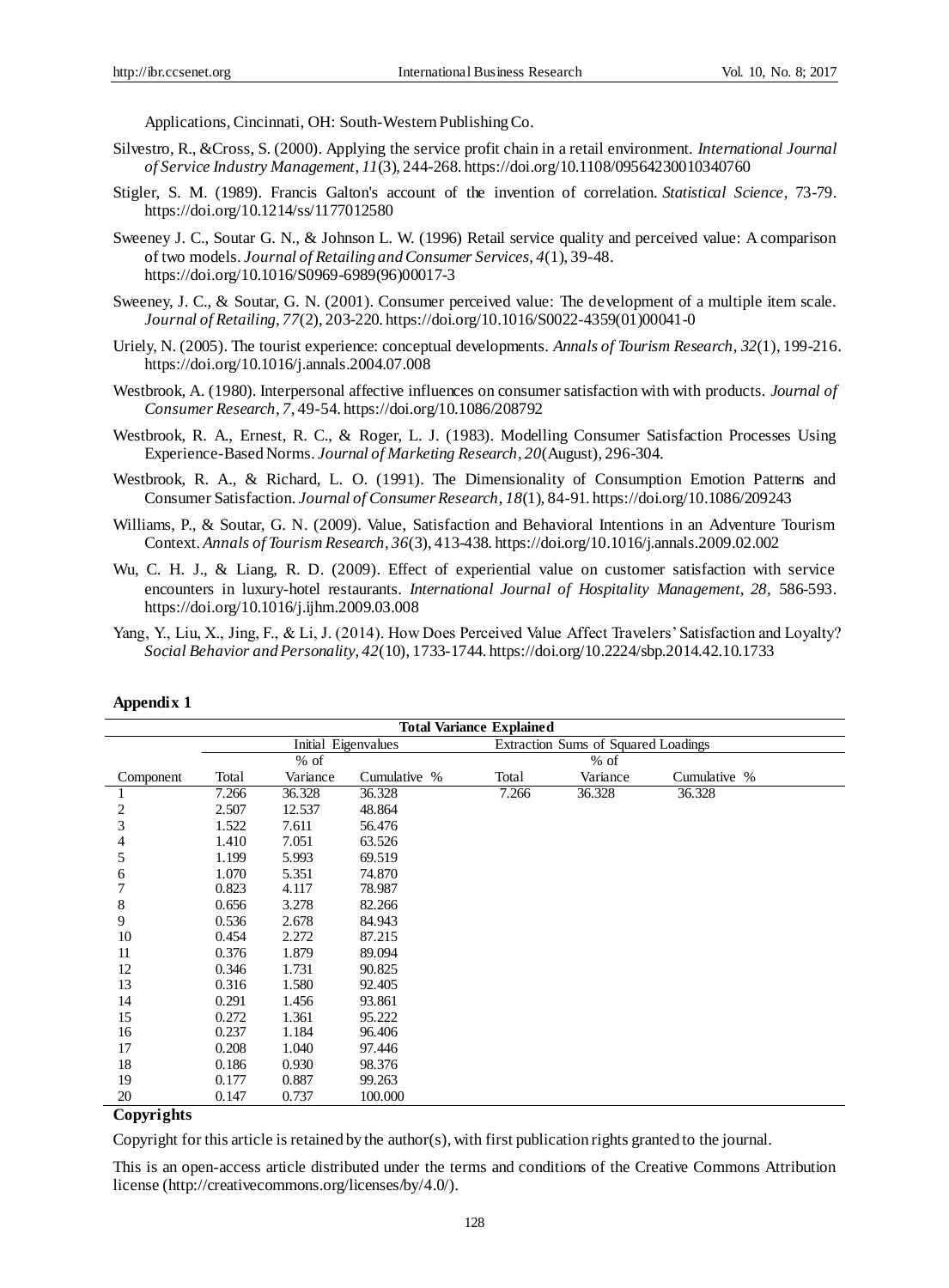Applications, Cincinnati, OH: South-Western Publishing Co.

Silvestro, R., &Cross, S. (2000). Applying the service profit chain in a retail environment. *International Journal of Service Industry Management*, *11*(3), 244-268. https://doi.org/10.1108/09564230010340760

Stigler, S. M. (1989). Francis Galton's account of the invention of correlation. *Statistical Science*, 73-79. https://doi.org/10.1214/ss/1177012580

Sweeney J. C., Soutar G. N., & Johnson L. W. (1996) Retail service quality and perceived value: A comparison of two models. *Journal of Retailing and Consumer Services*, *4*(1), 39-48. https://doi.org/10.1016/S0969-6989(96)00017-3

Sweeney, J. C., & Soutar, G. N. (2001). Consumer perceived value: The development of a multiple item scale. *Journal of Retailing*, *77*(2), 203-220. https://doi.org/10.1016/S0022-4359(01)00041-0

Uriely, N. (2005). The tourist experience: conceptual developments. *Annals of Tourism Research*, *32*(1), 199-216. https://doi.org/10.1016/j.annals.2004.07.008

Westbrook, A. (1980). Interpersonal affective influences on consumer satisfaction with with products. *Journal of Consumer Research*, *7*, 49-54. https://doi.org/10.1086/208792

Westbrook, R. A., Ernest, R. C., & Roger, L. J. (1983). Modelling Consumer Satisfaction Processes Using Experience-Based Norms. *Journal of Marketing Research*, *20*(August), 296-304.

Westbrook, R. A., & Richard, L. O. (1991). The Dimensionality of Consumption Emotion Patterns and Consumer Satisfaction. *Journal of Consumer Research*, *18*(1), 84-91. https://doi.org/10.1086/209243

Williams, P., & Soutar, G. N. (2009). Value, Satisfaction and Behavioral Intentions in an Adventure Tourism Context. *Annals of Tourism Research*, *36*(3), 413-438. https://doi.org/10.1016/j.annals.2009.02.002

Wu, C. H. J., & Liang, R. D. (2009). Effect of experiential value on customer satisfaction with service encounters in luxury-hotel restaurants. *International Journal of Hospitality Management*, *28*, 586-593. https://doi.org/10.1016/j.ijhm.2009.03.008

Yang, Y., Liu, X., Jing, F., & Li, J. (2014). How Does Perceived Value Affect Travelers' Satisfaction and Loyalty? *Social Behavior and Personality*, *42*(10), 1733-1744. https://doi.org/10.2224/sbp.2014.42.10.1733

**Appendix 1**

**Total Variance Explained**

| | Initial Eigenvalues | | | Extraction Sums of Squared Loadings | | |
|---|---|---|---|---|---|---|
| Component | Total | % of Variance | Cumulative % | Total | % of Variance | Cumulative % |
| 1 | 7.266 | 36.328 | 36.328 | 7.266 | 36.328 | 36.328 |
| 2 | 2.507 | 12.537 | 48.864 | | | |
| 3 | 1.522 | 7.611 | 56.476 | | | |
| 4 | 1.410 | 7.051 | 63.526 | | | |
| 5 | 1.199 | 5.993 | 69.519 | | | |
| 6 | 1.070 | 5.351 | 74.870 | | | |
| 7 | 0.823 | 4.117 | 78.987 | | | |
| 8 | 0.656 | 3.278 | 82.266 | | | |
| 9 | 0.536 | 2.678 | 84.943 | | | |
| 10 | 0.454 | 2.272 | 87.215 | | | |
| 11 | 0.376 | 1.879 | 89.094 | | | |
| 12 | 0.346 | 1.731 | 90.825 | | | |
| 13 | 0.316 | 1.580 | 92.405 | | | |
| 14 | 0.291 | 1.456 | 93.861 | | | |
| 15 | 0.272 | 1.361 | 95.222 | | | |
| 16 | 0.237 | 1.184 | 96.406 | | | |
| 17 | 0.208 | 1.040 | 97.446 | | | |
| 18 | 0.186 | 0.930 | 98.376 | | | |
| 19 | 0.177 | 0.887 | 99.263 | | | |
| 20 | 0.147 | 0.737 | 100.000 | | | |

**Copyrights**

Copyright for this article is retained by the author(s), with first publication rights granted to the journal.

This is an open-access article distributed under the terms and conditions of the Creative Commons Attribution license (http://creativecommons.org/licenses/by/4.0/).